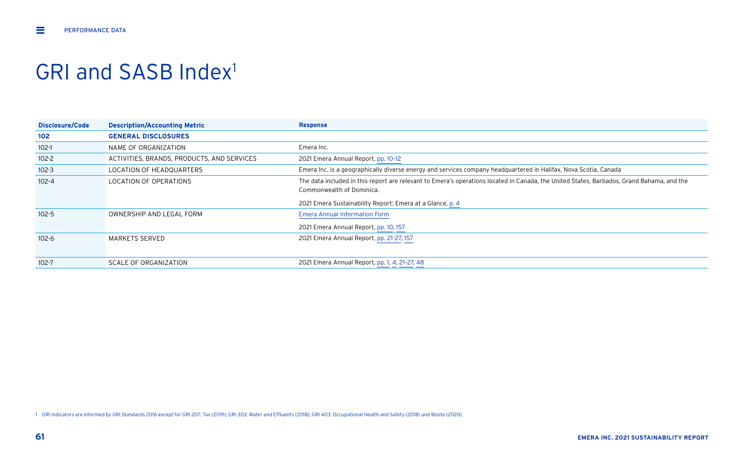# GRI and SASB Index[1]

| Disclosure/Code | Description/Accounting Metric | Response |
|---|---|---|
| **102** | **GENERAL DISCLOSURES** | |
| 102-1 | NAME OF ORGANIZATION | Emera Inc. |
| 102-2 | ACTIVITIES, BRANDS, PRODUCTS, AND SERVICES | 2021 Emera Annual Report, pp. 10–12 |
| 102-3 | LOCATION OF HEADQUARTERS | Emera Inc. is a geographically diverse energy and services company headquartered in Halifax, Nova Scotia, Canada |
| 102-4 | LOCATION OF OPERATIONS | The data included in this report are relevant to Emera's operations located in Canada, the United States, Barbados, Grand Bahama, and the Commonwealth of Dominica.<br><br>2021 Emera Sustainability Report: Emera at a Glance, p. 4 |
| 102-5 | OWNERSHIP AND LEGAL FORM | Emera Annual Information Form<br><br>2021 Emera Annual Report, pp. 10, 157 |
| 102-6 | MARKETS SERVED | 2021 Emera Annual Report, pp. 21–27, 157 |
| 102-7 | SCALE OF ORGANIZATION | 2021 Emera Annual Report, pp. 1, 4, 21–27, 48 |

1 GRI indicators are informed by GRI Standards 2016 except for GRI 207: Tax (2019); GRI 303: Water and Effluents (2018); GRI 403: Occupational Health and Safety (2018) and Waste (2020).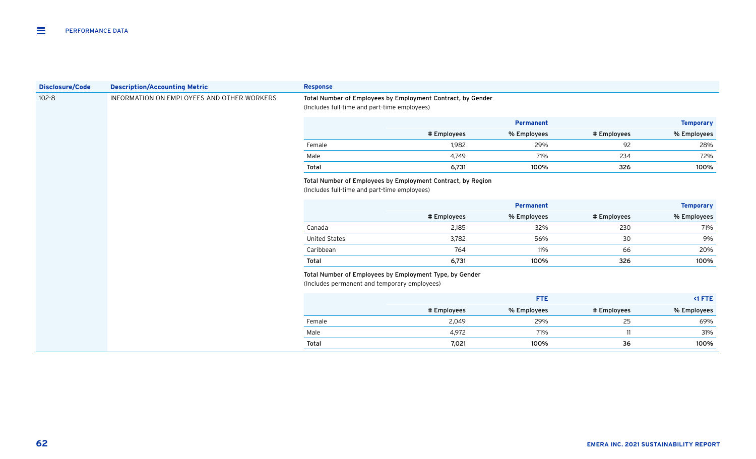| Disclosure/Code | Description/Accounting Metric | Response |
|---|---|---|
| 102-8 | INFORMATION ON EMPLOYEES AND OTHER WORKERS | Total Number of Employees by Employment Contract, by Gender (Includes full-time and part-time employees) |

**Total Number of Employees by Employment Contract, by Gender**
(Includes full-time and part-time employees)

| | Permanent | | Temporary | |
|---|---|---|---|---|
| | # Employees | % Employees | # Employees | % Employees |
| Female | 1,982 | 29% | 92 | 28% |
| Male | 4,749 | 71% | 234 | 72% |
| **Total** | **6,731** | **100%** | **326** | **100%** |

**Total Number of Employees by Employment Contract, by Region**
(Includes full-time and part-time employees)

| | Permanent | | Temporary | |
|---|---|---|---|---|
| | # Employees | % Employees | # Employees | % Employees |
| Canada | 2,185 | 32% | 230 | 71% |
| United States | 3,782 | 56% | 30 | 9% |
| Caribbean | 764 | 11% | 66 | 20% |
| **Total** | **6,731** | **100%** | **326** | **100%** |

**Total Number of Employees by Employment Type, by Gender**
(Includes permanent and temporary employees)

| | FTE | | <1 FTE | |
|---|---|---|---|---|
| | # Employees | % Employees | # Employees | % Employees |
| Female | 2,049 | 29% | 25 | 69% |
| Male | 4,972 | 71% | 11 | 31% |
| **Total** | **7,021** | **100%** | **36** | **100%** |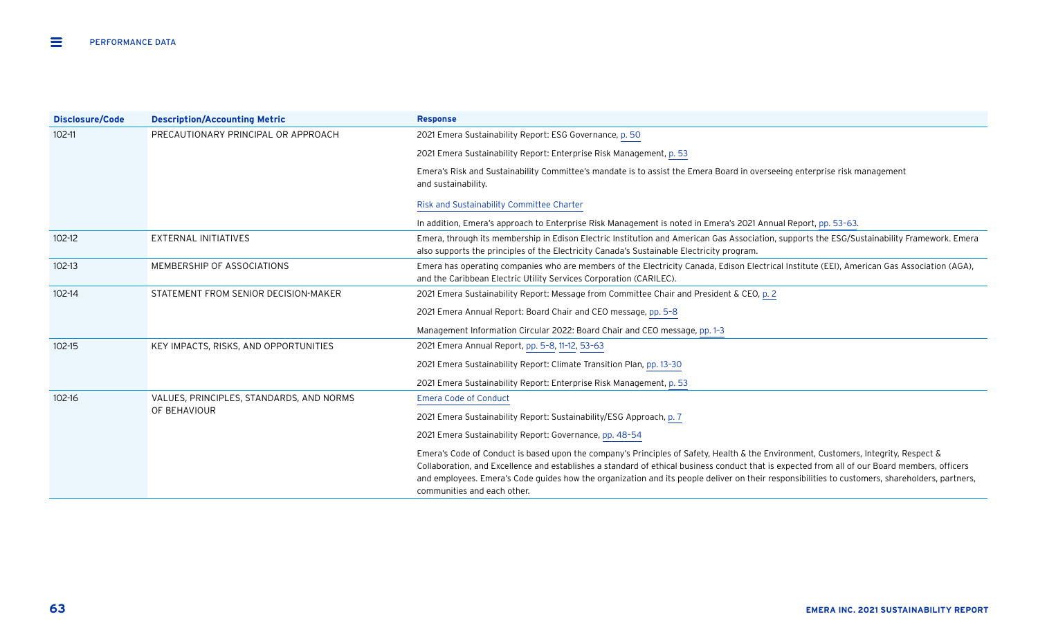| Disclosure/Code | Description/Accounting Metric | Response |
|---|---|---|
| 102-11 | PRECAUTIONARY PRINCIPAL OR APPROACH | 2021 Emera Sustainability Report: ESG Governance, p. 50 |
| | | 2021 Emera Sustainability Report: Enterprise Risk Management, p. 53 |
| | | Emera's Risk and Sustainability Committee's mandate is to assist the Emera Board in overseeing enterprise risk management and sustainability. |
| | | Risk and Sustainability Committee Charter |
| | | In addition, Emera's approach to Enterprise Risk Management is noted in Emera's 2021 Annual Report, pp. 53–63. |
| 102-12 | EXTERNAL INITIATIVES | Emera, through its membership in Edison Electric Institution and American Gas Association, supports the ESG/Sustainability Framework. Emera also supports the principles of the Electricity Canada's Sustainable Electricity program. |
| 102-13 | MEMBERSHIP OF ASSOCIATIONS | Emera has operating companies who are members of the Electricity Canada, Edison Electrical Institute (EEI), American Gas Association (AGA), and the Caribbean Electric Utility Services Corporation (CARILEC). |
| 102-14 | STATEMENT FROM SENIOR DECISION-MAKER | 2021 Emera Sustainability Report: Message from Committee Chair and President & CEO, p. 2 |
| | | 2021 Emera Annual Report: Board Chair and CEO message, pp. 5–8 |
| | | Management Information Circular 2022: Board Chair and CEO message, pp. 1–3 |
| 102-15 | KEY IMPACTS, RISKS, AND OPPORTUNITIES | 2021 Emera Annual Report, pp. 5–8, 11-12, 53–63 |
| | | 2021 Emera Sustainability Report: Climate Transition Plan, pp. 13-30 |
| | | 2021 Emera Sustainability Report: Enterprise Risk Management, p. 53 |
| 102-16 | VALUES, PRINCIPLES, STANDARDS, AND NORMS OF BEHAVIOUR | Emera Code of Conduct |
| | | 2021 Emera Sustainability Report: Sustainability/ESG Approach, p. 7 |
| | | 2021 Emera Sustainability Report: Governance, pp. 48–54 |
| | | Emera's Code of Conduct is based upon the company's Principles of Safety, Health & the Environment, Customers, Integrity, Respect & Collaboration, and Excellence and establishes a standard of ethical business conduct that is expected from all of our Board members, officers and employees. Emera's Code guides how the organization and its people deliver on their responsibilities to customers, shareholders, partners, communities and each other. |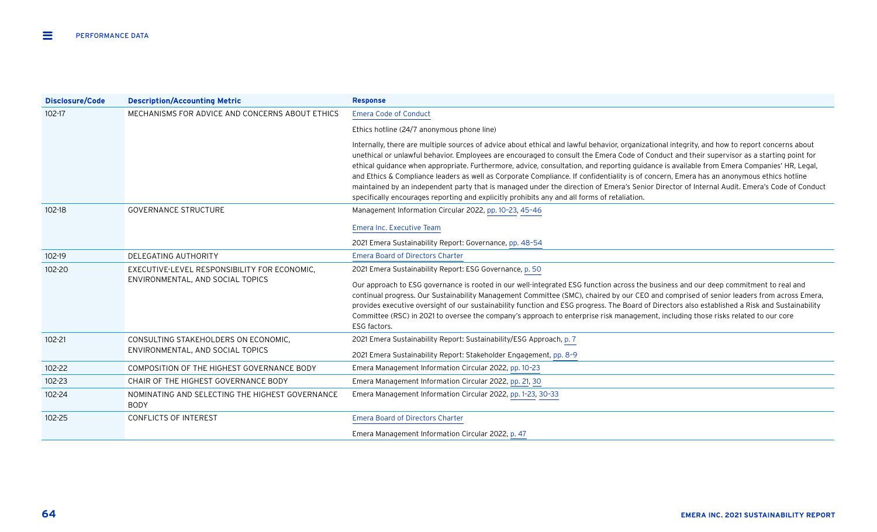| Disclosure/Code | Description/Accounting Metric | Response |
|---|---|---|
| 102-17 | MECHANISMS FOR ADVICE AND CONCERNS ABOUT ETHICS | Emera Code of Conduct<br><br>Ethics hotline (24/7 anonymous phone line)<br><br>Internally, there are multiple sources of advice about ethical and lawful behavior, organizational integrity, and how to report concerns about unethical or unlawful behavior. Employees are encouraged to consult the Emera Code of Conduct and their supervisor as a starting point for ethical guidance when appropriate. Furthermore, advice, consultation, and reporting guidance is available from Emera Companies' HR, Legal, and Ethics & Compliance leaders as well as Corporate Compliance. If confidentiality is of concern, Emera has an anonymous ethics hotline maintained by an independent party that is managed under the direction of Emera's Senior Director of Internal Audit. Emera's Code of Conduct specifically encourages reporting and explicitly prohibits any and all forms of retaliation. |
| 102-18 | GOVERNANCE STRUCTURE | Management Information Circular 2022, pp. 10-23, 45-46<br><br>Emera Inc. Executive Team<br><br>2021 Emera Sustainability Report: Governance, pp. 48-54 |
| 102-19 | DELEGATING AUTHORITY | Emera Board of Directors Charter |
| 102-20 | EXECUTIVE-LEVEL RESPONSIBILITY FOR ECONOMIC, ENVIRONMENTAL, AND SOCIAL TOPICS | 2021 Emera Sustainability Report: ESG Governance, p. 50<br><br>Our approach to ESG governance is rooted in our well-integrated ESG function across the business and our deep commitment to real and continual progress. Our Sustainability Management Committee (SMC), chaired by our CEO and comprised of senior leaders from across Emera, provides executive oversight of our sustainability function and ESG progress. The Board of Directors also established a Risk and Sustainability Committee (RSC) in 2021 to oversee the company's approach to enterprise risk management, including those risks related to our core ESG factors. |
| 102-21 | CONSULTING STAKEHOLDERS ON ECONOMIC, ENVIRONMENTAL, AND SOCIAL TOPICS | 2021 Emera Sustainability Report: Sustainability/ESG Approach, p. 7<br><br>2021 Emera Sustainability Report: Stakeholder Engagement, pp. 8-9 |
| 102-22 | COMPOSITION OF THE HIGHEST GOVERNANCE BODY | Emera Management Information Circular 2022, pp. 10-23 |
| 102-23 | CHAIR OF THE HIGHEST GOVERNANCE BODY | Emera Management Information Circular 2022, pp. 21, 30 |
| 102-24 | NOMINATING AND SELECTING THE HIGHEST GOVERNANCE BODY | Emera Management Information Circular 2022, pp. 1-23, 30-33 |
| 102-25 | CONFLICTS OF INTEREST | Emera Board of Directors Charter<br><br>Emera Management Information Circular 2022, p. 47 |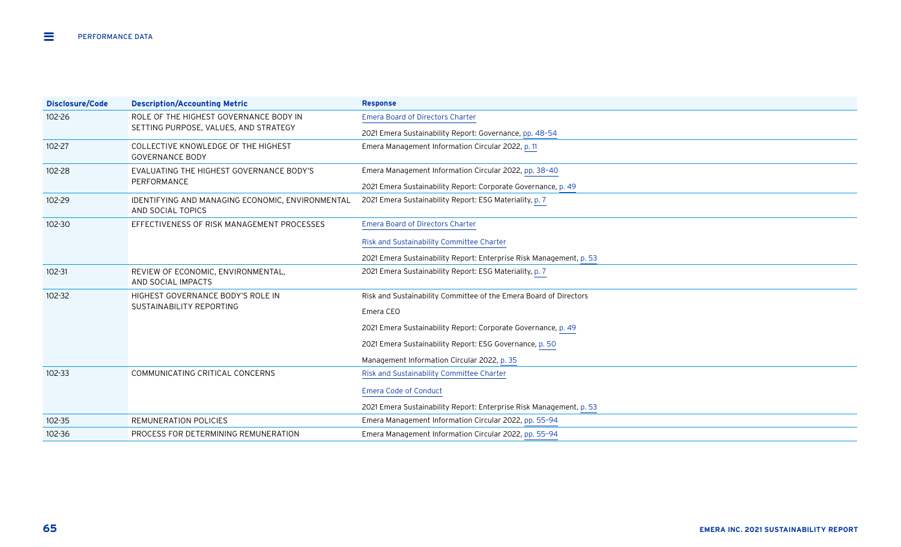| Disclosure/Code | Description/Accounting Metric | Response |
| --- | --- | --- |
| 102-26 | ROLE OF THE HIGHEST GOVERNANCE BODY IN SETTING PURPOSE, VALUES, AND STRATEGY | Emera Board of Directors Charter<br><br>2021 Emera Sustainability Report: Governance, pp. 48–54 |
| 102-27 | COLLECTIVE KNOWLEDGE OF THE HIGHEST GOVERNANCE BODY | Emera Management Information Circular 2022, p. 11 |
| 102-28 | EVALUATING THE HIGHEST GOVERNANCE BODY'S PERFORMANCE | Emera Management Information Circular 2022, pp. 38–40<br><br>2021 Emera Sustainability Report: Corporate Governance, p. 49 |
| 102-29 | IDENTIFYING AND MANAGING ECONOMIC, ENVIRONMENTAL AND SOCIAL TOPICS | 2021 Emera Sustainability Report: ESG Materiality, p. 7 |
| 102-30 | EFFECTIVENESS OF RISK MANAGEMENT PROCESSES | Emera Board of Directors Charter<br><br>Risk and Sustainability Committee Charter<br><br>2021 Emera Sustainability Report: Enterprise Risk Management, p. 53 |
| 102-31 | REVIEW OF ECONOMIC, ENVIRONMENTAL, AND SOCIAL IMPACTS | 2021 Emera Sustainability Report: ESG Materiality, p. 7 |
| 102-32 | HIGHEST GOVERNANCE BODY'S ROLE IN SUSTAINABILITY REPORTING | Risk and Sustainability Committee of the Emera Board of Directors<br><br>Emera CEO<br><br>2021 Emera Sustainability Report: Corporate Governance, p. 49<br><br>2021 Emera Sustainability Report: ESG Governance, p. 50<br><br>Management Information Circular 2022, p. 35 |
| 102-33 | COMMUNICATING CRITICAL CONCERNS | Risk and Sustainability Committee Charter<br><br>Emera Code of Conduct<br><br>2021 Emera Sustainability Report: Enterprise Risk Management, p. 53 |
| 102-35 | REMUNERATION POLICIES | Emera Management Information Circular 2022, pp. 55–94 |
| 102-36 | PROCESS FOR DETERMINING REMUNERATION | Emera Management Information Circular 2022, pp. 55–94 |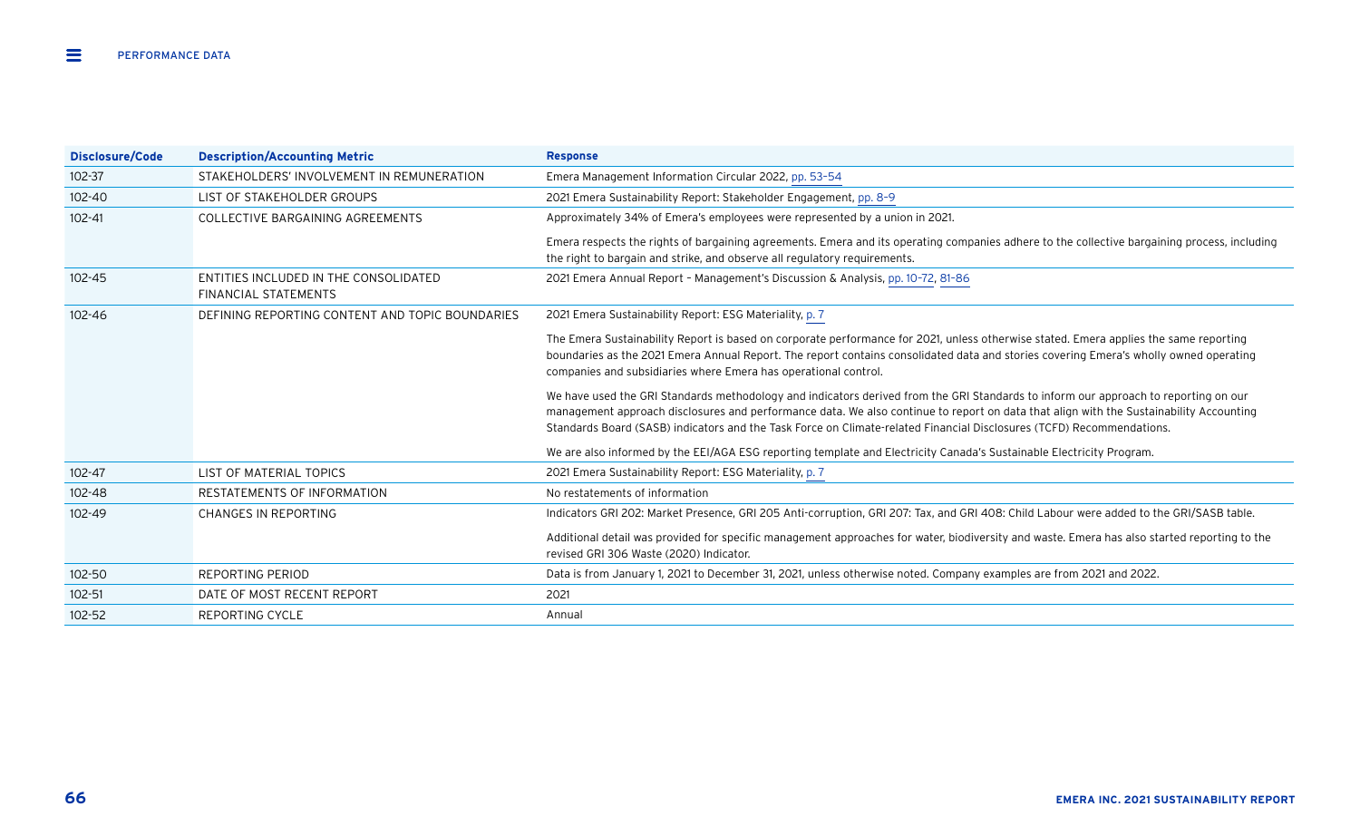| Disclosure/Code | Description/Accounting Metric | Response |
|---|---|---|
| 102-37 | STAKEHOLDERS' INVOLVEMENT IN REMUNERATION | Emera Management Information Circular 2022, pp. 53–54 |
| 102-40 | LIST OF STAKEHOLDER GROUPS | 2021 Emera Sustainability Report: Stakeholder Engagement, pp. 8–9 |
| 102-41 | COLLECTIVE BARGAINING AGREEMENTS | Approximately 34% of Emera's employees were represented by a union in 2021.<br><br>Emera respects the rights of bargaining agreements. Emera and its operating companies adhere to the collective bargaining process, including the right to bargain and strike, and observe all regulatory requirements. |
| 102-45 | ENTITIES INCLUDED IN THE CONSOLIDATED FINANCIAL STATEMENTS | 2021 Emera Annual Report – Management's Discussion & Analysis, pp. 10-72, 81–86 |
| 102-46 | DEFINING REPORTING CONTENT AND TOPIC BOUNDARIES | 2021 Emera Sustainability Report: ESG Materiality, p. 7<br><br>The Emera Sustainability Report is based on corporate performance for 2021, unless otherwise stated. Emera applies the same reporting boundaries as the 2021 Emera Annual Report. The report contains consolidated data and stories covering Emera's wholly owned operating companies and subsidiaries where Emera has operational control.<br><br>We have used the GRI Standards methodology and indicators derived from the GRI Standards to inform our approach to reporting on our management approach disclosures and performance data. We also continue to report on data that align with the Sustainability Accounting Standards Board (SASB) indicators and the Task Force on Climate-related Financial Disclosures (TCFD) Recommendations.<br><br>We are also informed by the EEI/AGA ESG reporting template and Electricity Canada's Sustainable Electricity Program. |
| 102-47 | LIST OF MATERIAL TOPICS | 2021 Emera Sustainability Report: ESG Materiality, p. 7 |
| 102-48 | RESTATEMENTS OF INFORMATION | No restatements of information |
| 102-49 | CHANGES IN REPORTING | Indicators GRI 202: Market Presence, GRI 205 Anti-corruption, GRI 207: Tax, and GRI 408: Child Labour were added to the GRI/SASB table.<br><br>Additional detail was provided for specific management approaches for water, biodiversity and waste. Emera has also started reporting to the revised GRI 306 Waste (2020) Indicator. |
| 102-50 | REPORTING PERIOD | Data is from January 1, 2021 to December 31, 2021, unless otherwise noted. Company examples are from 2021 and 2022. |
| 102-51 | DATE OF MOST RECENT REPORT | 2021 |
| 102-52 | REPORTING CYCLE | Annual |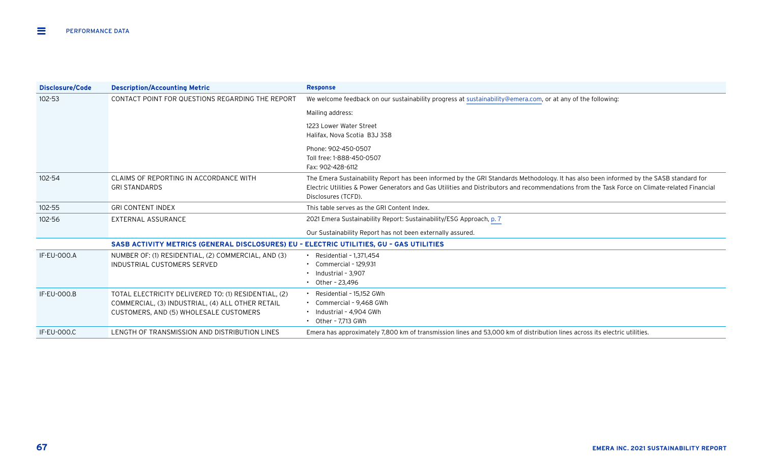| Disclosure/Code | Description/Accounting Metric | Response |
|---|---|---|
| 102-53 | CONTACT POINT FOR QUESTIONS REGARDING THE REPORT | We welcome feedback on our sustainability progress at sustainability@emera.com, or at any of the following:<br><br>Mailing address:<br><br>1223 Lower Water Street<br>Halifax, Nova Scotia B3J 3S8<br><br>Phone: 902-450-0507<br>Toll free: 1-888-450-0507<br>Fax: 902-428-6112 |
| 102-54 | CLAIMS OF REPORTING IN ACCORDANCE WITH GRI STANDARDS | The Emera Sustainability Report has been informed by the GRI Standards Methodology. It has also been informed by the SASB standard for Electric Utilities & Power Generators and Gas Utilities and Distributors and recommendations from the Task Force on Climate-related Financial Disclosures (TCFD). |
| 102-55 | GRI CONTENT INDEX | This table serves as the GRI Content Index. |
| 102-56 | EXTERNAL ASSURANCE | 2021 Emera Sustainability Report: Sustainability/ESG Approach, p. 7<br><br>Our Sustainability Report has not been externally assured. |
| | **SASB ACTIVITY METRICS (GENERAL DISCLOSURES) EU – ELECTRIC UTILITIES, GU – GAS UTILITIES** | |
| IF-EU-000.A | NUMBER OF: (1) RESIDENTIAL, (2) COMMERCIAL, AND (3) INDUSTRIAL CUSTOMERS SERVED | • Residential – 1,371,454<br>• Commercial – 129,931<br>• Industrial – 3,907<br>• Other – 23,496 |
| IF-EU-000.B | TOTAL ELECTRICITY DELIVERED TO: (1) RESIDENTIAL, (2) COMMERCIAL, (3) INDUSTRIAL, (4) ALL OTHER RETAIL CUSTOMERS, AND (5) WHOLESALE CUSTOMERS | • Residential – 15,152 GWh<br>• Commercial – 9,468 GWh<br>• Industrial – 4,904 GWh<br>• Other – 7,713 GWh |
| IF-EU-000.C | LENGTH OF TRANSMISSION AND DISTRIBUTION LINES | Emera has approximately 7,800 km of transmission lines and 53,000 km of distribution lines across its electric utilities. |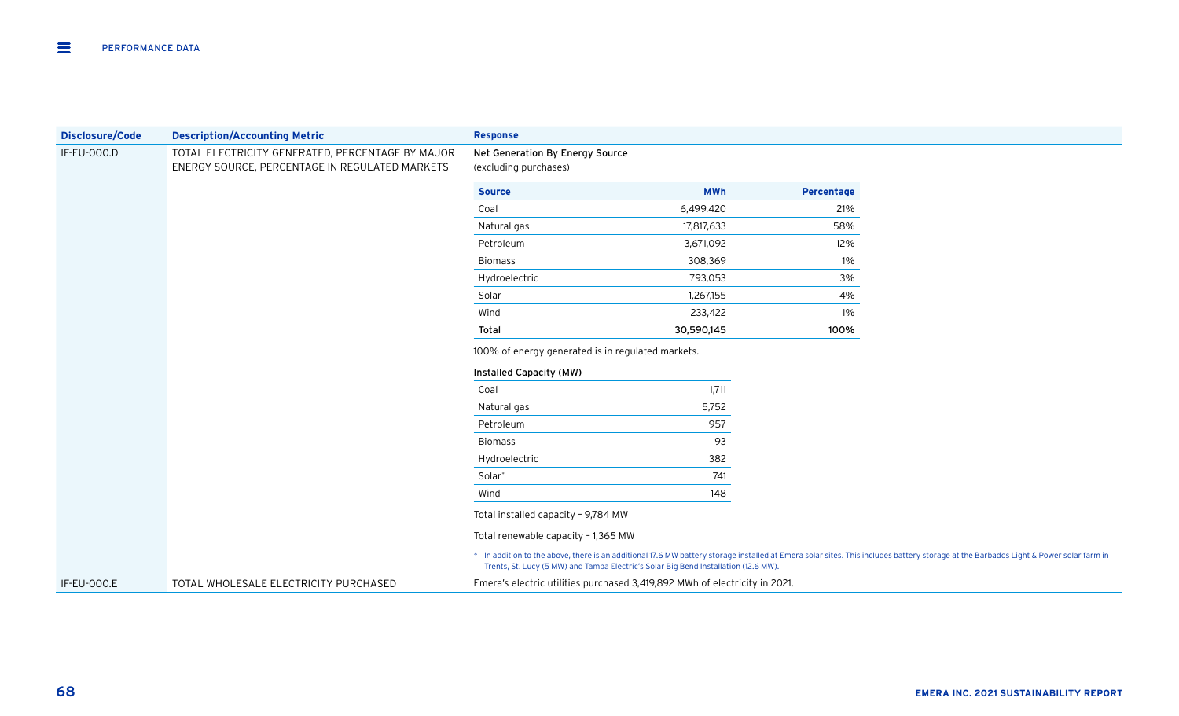| Disclosure/Code | Description/Accounting Metric | Response |
|---|---|---|
| IF-EU-000.D | TOTAL ELECTRICITY GENERATED, PERCENTAGE BY MAJOR ENERGY SOURCE, PERCENTAGE IN REGULATED MARKETS | See below |
| IF-EU-000.E | TOTAL WHOLESALE ELECTRICITY PURCHASED | Emera's electric utilities purchased 3,419,892 MWh of electricity in 2021. |

**Net Generation By Energy Source**
(excluding purchases)

| Source | MWh | Percentage |
|---|---|---|
| Coal | 6,499,420 | 21% |
| Natural gas | 17,817,633 | 58% |
| Petroleum | 3,671,092 | 12% |
| Biomass | 308,369 | 1% |
| Hydroelectric | 793,053 | 3% |
| Solar | 1,267,155 | 4% |
| Wind | 233,422 | 1% |
| **Total** | **30,590,145** | **100%** |

100% of energy generated is in regulated markets.

**Installed Capacity (MW)**

| Source | MW |
|---|---|
| Coal | 1,711 |
| Natural gas | 5,752 |
| Petroleum | 957 |
| Biomass | 93 |
| Hydroelectric | 382 |
| Solar* | 741 |
| Wind | 148 |

Total installed capacity – 9,784 MW

Total renewable capacity – 1,365 MW

* In addition to the above, there is an additional 17.6 MW battery storage installed at Emera solar sites. This includes battery storage at the Barbados Light & Power solar farm in Trents, St. Lucy (5 MW) and Tampa Electric's Solar Big Bend Installation (12.6 MW).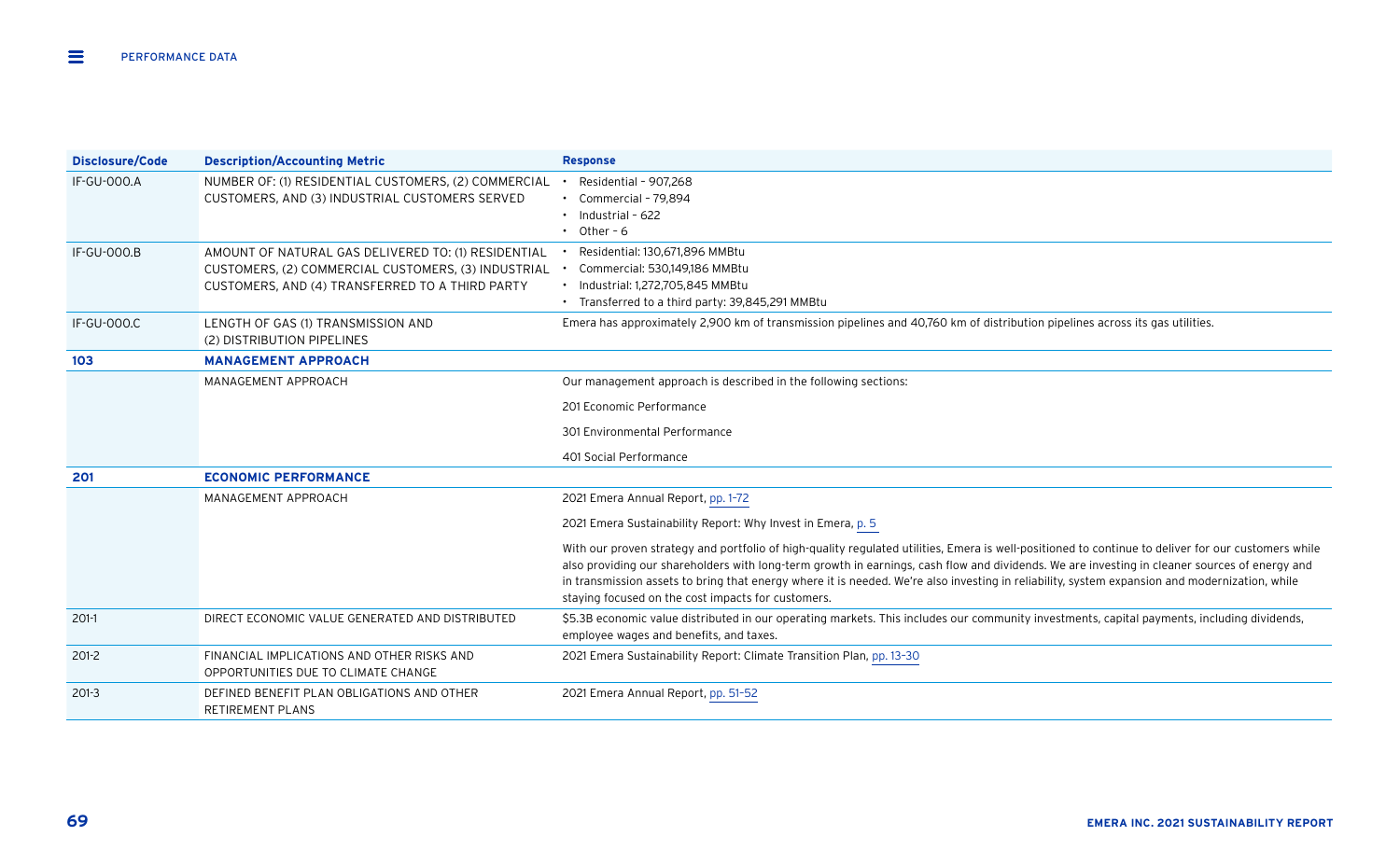| Disclosure/Code | Description/Accounting Metric | Response |
|---|---|---|
| IF-GU-000.A | NUMBER OF: (1) RESIDENTIAL CUSTOMERS, (2) COMMERCIAL CUSTOMERS, AND (3) INDUSTRIAL CUSTOMERS SERVED | • Residential - 907,268<br>• Commercial - 79,894<br>• Industrial - 622<br>• Other - 6 |
| IF-GU-000.B | AMOUNT OF NATURAL GAS DELIVERED TO: (1) RESIDENTIAL CUSTOMERS, (2) COMMERCIAL CUSTOMERS, (3) INDUSTRIAL CUSTOMERS, AND (4) TRANSFERRED TO A THIRD PARTY | • Residential: 130,671,896 MMBtu<br>• Commercial: 530,149,186 MMBtu<br>• Industrial: 1,272,705,845 MMBtu<br>• Transferred to a third party: 39,845,291 MMBtu |
| IF-GU-000.C | LENGTH OF GAS (1) TRANSMISSION AND (2) DISTRIBUTION PIPELINES | Emera has approximately 2,900 km of transmission pipelines and 40,760 km of distribution pipelines across its gas utilities. |
| **103** | **MANAGEMENT APPROACH** | |
| | MANAGEMENT APPROACH | Our management approach is described in the following sections:<br>201 Economic Performance<br>301 Environmental Performance<br>401 Social Performance |
| **201** | **ECONOMIC PERFORMANCE** | |
| | MANAGEMENT APPROACH | 2021 Emera Annual Report, pp. 1-72<br>2021 Emera Sustainability Report: Why Invest in Emera, p. 5<br>With our proven strategy and portfolio of high-quality regulated utilities, Emera is well-positioned to continue to deliver for our customers while also providing our shareholders with long-term growth in earnings, cash flow and dividends. We are investing in cleaner sources of energy and in transmission assets to bring that energy where it is needed. We're also investing in reliability, system expansion and modernization, while staying focused on the cost impacts for customers. |
| 201-1 | DIRECT ECONOMIC VALUE GENERATED AND DISTRIBUTED | $5.3B economic value distributed in our operating markets. This includes our community investments, capital payments, including dividends, employee wages and benefits, and taxes. |
| 201-2 | FINANCIAL IMPLICATIONS AND OTHER RISKS AND OPPORTUNITIES DUE TO CLIMATE CHANGE | 2021 Emera Sustainability Report: Climate Transition Plan, pp. 13-30 |
| 201-3 | DEFINED BENEFIT PLAN OBLIGATIONS AND OTHER RETIREMENT PLANS | 2021 Emera Annual Report, pp. 51-52 |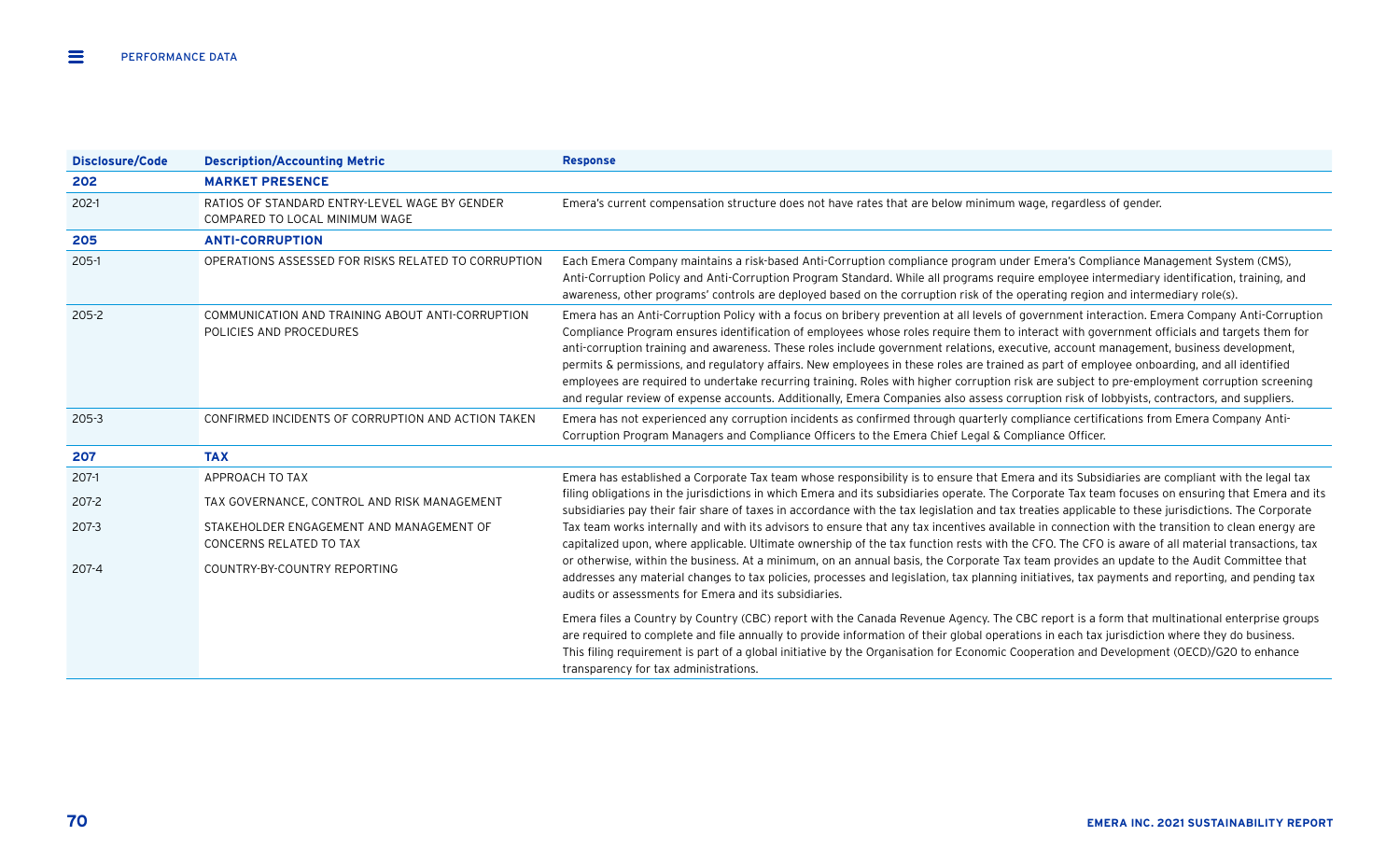| Disclosure/Code | Description/Accounting Metric | Response |
|---|---|---|
| **202** | **MARKET PRESENCE** | |
| 202-1 | RATIOS OF STANDARD ENTRY-LEVEL WAGE BY GENDER COMPARED TO LOCAL MINIMUM WAGE | Emera's current compensation structure does not have rates that are below minimum wage, regardless of gender. |
| **205** | **ANTI-CORRUPTION** | |
| 205-1 | OPERATIONS ASSESSED FOR RISKS RELATED TO CORRUPTION | Each Emera Company maintains a risk-based Anti-Corruption compliance program under Emera's Compliance Management System (CMS), Anti-Corruption Policy and Anti-Corruption Program Standard. While all programs require employee intermediary identification, training, and awareness, other programs' controls are deployed based on the corruption risk of the operating region and intermediary role(s). |
| 205-2 | COMMUNICATION AND TRAINING ABOUT ANTI-CORRUPTION POLICIES AND PROCEDURES | Emera has an Anti-Corruption Policy with a focus on bribery prevention at all levels of government interaction. Emera Company Anti-Corruption Compliance Program ensures identification of employees whose roles require them to interact with government officials and targets them for anti-corruption training and awareness. These roles include government relations, executive, account management, business development, permits & permissions, and regulatory affairs. New employees in these roles are trained as part of employee onboarding, and all identified employees are required to undertake recurring training. Roles with higher corruption risk are subject to pre-employment corruption screening and regular review of expense accounts. Additionally, Emera Companies also assess corruption risk of lobbyists, contractors, and suppliers. |
| 205-3 | CONFIRMED INCIDENTS OF CORRUPTION AND ACTION TAKEN | Emera has not experienced any corruption incidents as confirmed through quarterly compliance certifications from Emera Company Anti-Corruption Program Managers and Compliance Officers to the Emera Chief Legal & Compliance Officer. |
| **207** | **TAX** | |
| 207-1 | APPROACH TO TAX | Emera has established a Corporate Tax team whose responsibility is to ensure that Emera and its Subsidiaries are compliant with the legal tax filing obligations in the jurisdictions in which Emera and its subsidiaries operate. The Corporate Tax team focuses on ensuring that Emera and its subsidiaries pay their fair share of taxes in accordance with the tax legislation and tax treaties applicable to these jurisdictions. The Corporate Tax team works internally and with its advisors to ensure that any tax incentives available in connection with the transition to clean energy are capitalized upon, where applicable. Ultimate ownership of the tax function rests with the CFO. The CFO is aware of all material transactions, tax or otherwise, within the business. At a minimum, on an annual basis, the Corporate Tax team provides an update to the Audit Committee that addresses any material changes to tax policies, processes and legislation, tax planning initiatives, tax payments and reporting, and pending tax audits or assessments for Emera and its subsidiaries.<br><br>Emera files a Country by Country (CBC) report with the Canada Revenue Agency. The CBC report is a form that multinational enterprise groups are required to complete and file annually to provide information of their global operations in each tax jurisdiction where they do business. This filing requirement is part of a global initiative by the Organisation for Economic Cooperation and Development (OECD)/G20 to enhance transparency for tax administrations. |
| 207-2 | TAX GOVERNANCE, CONTROL AND RISK MANAGEMENT | |
| 207-3 | STAKEHOLDER ENGAGEMENT AND MANAGEMENT OF CONCERNS RELATED TO TAX | |
| 207-4 | COUNTRY-BY-COUNTRY REPORTING | |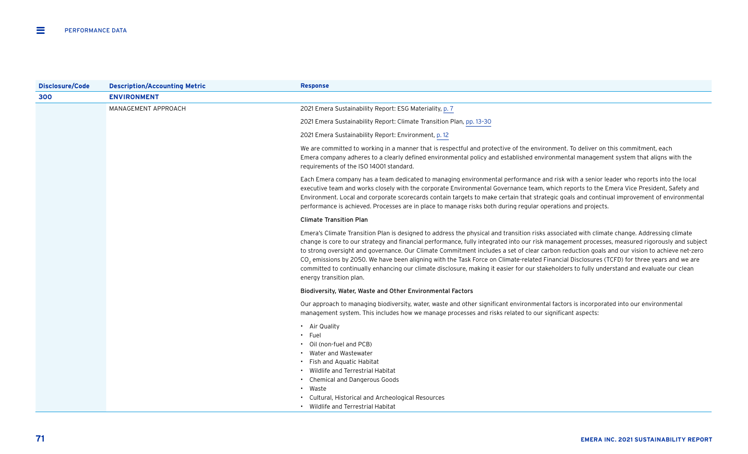| Disclosure/Code | Description/Accounting Metric | Response |
|---|---|---|
| **300** | **ENVIRONMENT** | |
| | MANAGEMENT APPROACH | 2021 Emera Sustainability Report: ESG Materiality, p. 7<br><br>2021 Emera Sustainability Report: Climate Transition Plan, pp. 13–30<br><br>2021 Emera Sustainability Report: Environment, p. 12<br><br>We are committed to working in a manner that is respectful and protective of the environment. To deliver on this commitment, each Emera company adheres to a clearly defined environmental policy and established environmental management system that aligns with the requirements of the ISO 14001 standard.<br><br>Each Emera company has a team dedicated to managing environmental performance and risk with a senior leader who reports into the local executive team and works closely with the corporate Environmental Governance team, which reports to the Emera Vice President, Safety and Environment. Local and corporate scorecards contain targets to make certain that strategic goals and continual improvement of environmental performance is achieved. Processes are in place to manage risks both during regular operations and projects.<br><br>Climate Transition Plan<br><br>Emera's Climate Transition Plan is designed to address the physical and transition risks associated with climate change. Addressing climate change is core to our strategy and financial performance, fully integrated into our risk management processes, measured rigorously and subject to strong oversight and governance. Our Climate Commitment includes a set of clear carbon reduction goals and our vision to achieve net-zero $CO_2$ emissions by 2050. We have been aligning with the Task Force on Climate-related Financial Disclosures (TCFD) for three years and we are committed to continually enhancing our climate disclosure, making it easier for our stakeholders to fully understand and evaluate our clean energy transition plan.<br><br>Biodiversity, Water, Waste and Other Environmental Factors<br><br>Our approach to managing biodiversity, water, waste and other significant environmental factors is incorporated into our environmental management system. This includes how we manage processes and risks related to our significant aspects:<br><br>• Air Quality<br>• Fuel<br>• Oil (non-fuel and PCB)<br>• Water and Wastewater<br>• Fish and Aquatic Habitat<br>• Wildlife and Terrestrial Habitat<br>• Chemical and Dangerous Goods<br>• Waste<br>• Cultural, Historical and Archeological Resources<br>• Wildlife and Terrestrial Habitat |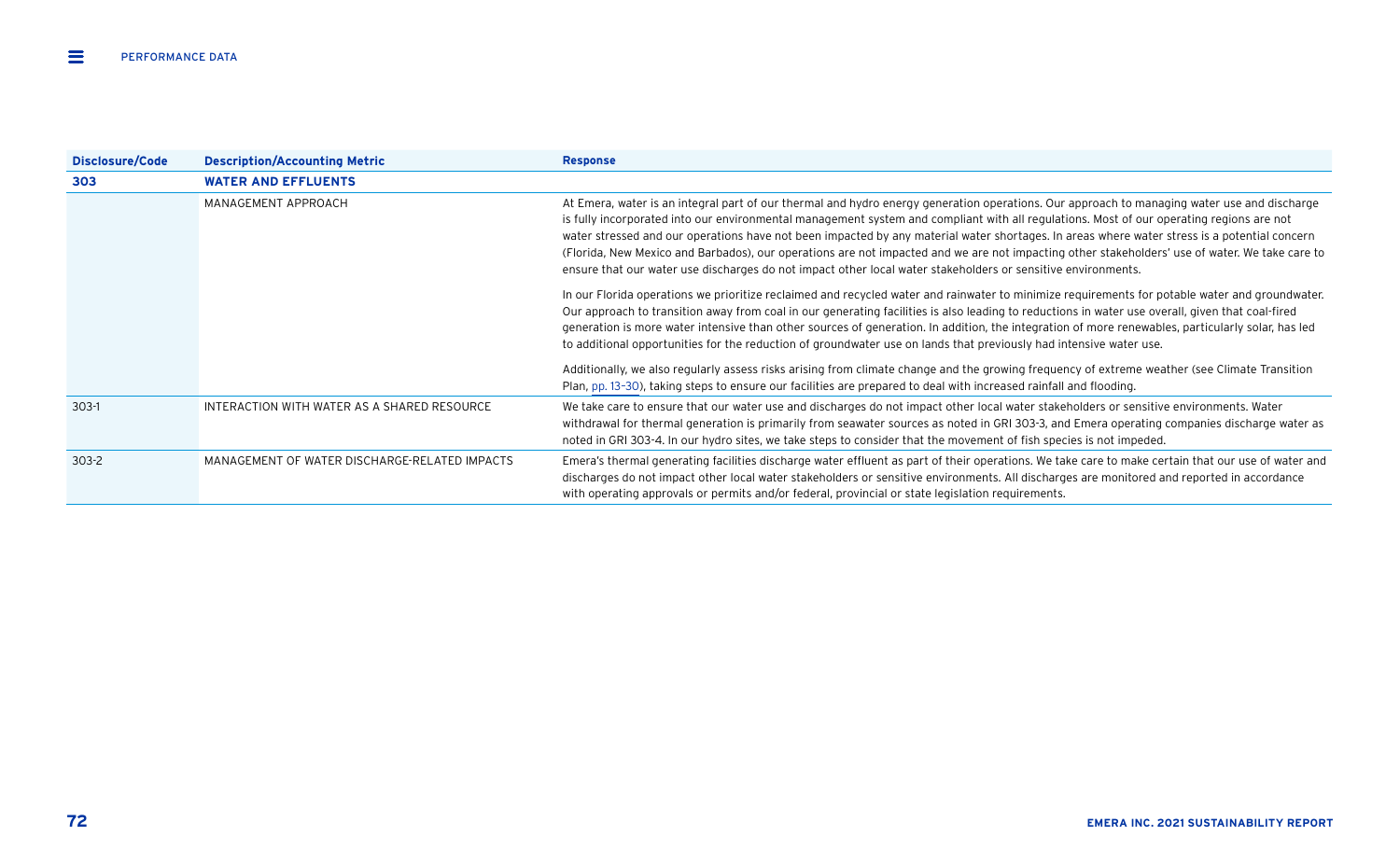| Disclosure/Code | Description/Accounting Metric | Response |
|---|---|---|
| **303** | **WATER AND EFFLUENTS** | |
| | MANAGEMENT APPROACH | At Emera, water is an integral part of our thermal and hydro energy generation operations. Our approach to managing water use and discharge is fully incorporated into our environmental management system and compliant with all regulations. Most of our operating regions are not water stressed and our operations have not been impacted by any material water shortages. In areas where water stress is a potential concern (Florida, New Mexico and Barbados), our operations are not impacted and we are not impacting other stakeholders' use of water. We take care to ensure that our water use discharges do not impact other local water stakeholders or sensitive environments.<br><br>In our Florida operations we prioritize reclaimed and recycled water and rainwater to minimize requirements for potable water and groundwater. Our approach to transition away from coal in our generating facilities is also leading to reductions in water use overall, given that coal-fired generation is more water intensive than other sources of generation. In addition, the integration of more renewables, particularly solar, has led to additional opportunities for the reduction of groundwater use on lands that previously had intensive water use.<br><br>Additionally, we also regularly assess risks arising from climate change and the growing frequency of extreme weather (see Climate Transition Plan, pp. 13–30), taking steps to ensure our facilities are prepared to deal with increased rainfall and flooding. |
| 303-1 | INTERACTION WITH WATER AS A SHARED RESOURCE | We take care to ensure that our water use and discharges do not impact other local water stakeholders or sensitive environments. Water withdrawal for thermal generation is primarily from seawater sources as noted in GRI 303-3, and Emera operating companies discharge water as noted in GRI 303-4. In our hydro sites, we take steps to consider that the movement of fish species is not impeded. |
| 303-2 | MANAGEMENT OF WATER DISCHARGE-RELATED IMPACTS | Emera's thermal generating facilities discharge water effluent as part of their operations. We take care to make certain that our use of water and discharges do not impact other local water stakeholders or sensitive environments. All discharges are monitored and reported in accordance with operating approvals or permits and/or federal, provincial or state legislation requirements. |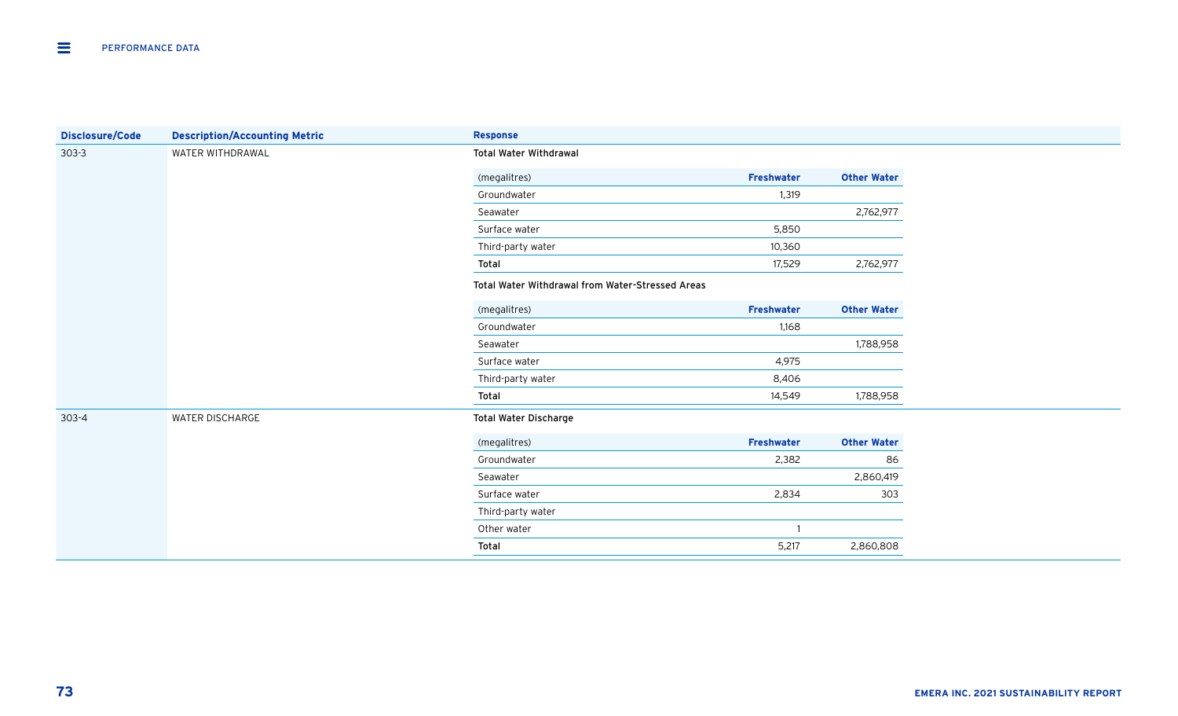| Disclosure/Code | Description/Accounting Metric | Response |
|---|---|---|
| 303-3 | WATER WITHDRAWAL | Total Water Withdrawal |

**Total Water Withdrawal**

| (megalitres) | Freshwater | Other Water |
|---|---|---|
| Groundwater | 1,319 | |
| Seawater | | 2,762,977 |
| Surface water | 5,850 | |
| Third-party water | 10,360 | |
| **Total** | 17,529 | 2,762,977 |

**Total Water Withdrawal from Water-Stressed Areas**

| (megalitres) | Freshwater | Other Water |
|---|---|---|
| Groundwater | 1,168 | |
| Seawater | | 1,788,958 |
| Surface water | 4,975 | |
| Third-party water | 8,406 | |
| **Total** | 14,549 | 1,788,958 |

| Disclosure/Code | Description/Accounting Metric | Response |
|---|---|---|
| 303-4 | WATER DISCHARGE | Total Water Discharge |

**Total Water Discharge**

| (megalitres) | Freshwater | Other Water |
|---|---|---|
| Groundwater | 2,382 | 86 |
| Seawater | | 2,860,419 |
| Surface water | 2,834 | 303 |
| Third-party water | | |
| Other water | 1 | |
| **Total** | 5,217 | 2,860,808 |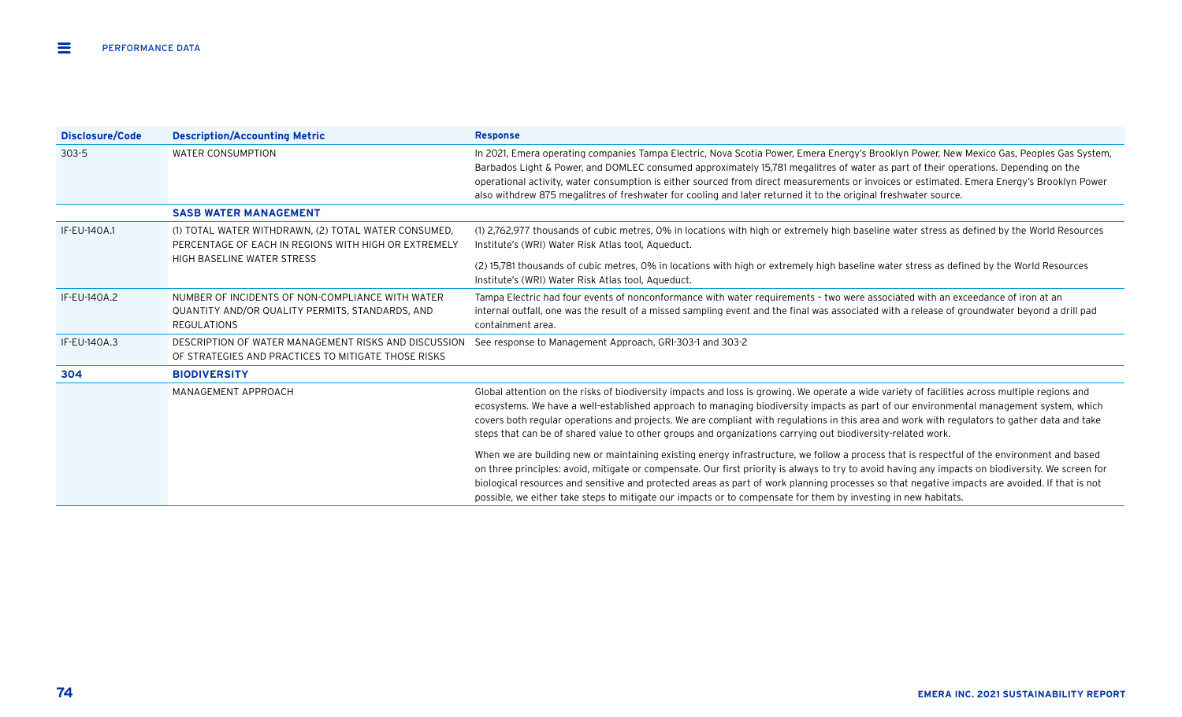| Disclosure/Code | Description/Accounting Metric | Response |
|---|---|---|
| 303-5 | WATER CONSUMPTION | In 2021, Emera operating companies Tampa Electric, Nova Scotia Power, Emera Energy's Brooklyn Power, New Mexico Gas, Peoples Gas System, Barbados Light & Power, and DOMLEC consumed approximately 15,781 megalitres of water as part of their operations. Depending on the operational activity, water consumption is either sourced from direct measurements or invoices or estimated. Emera Energy's Brooklyn Power also withdrew 875 megalitres of freshwater for cooling and later returned it to the original freshwater source. |
| | **SASB WATER MANAGEMENT** | |
| IF-EU-140A.1 | (1) TOTAL WATER WITHDRAWN, (2) TOTAL WATER CONSUMED, PERCENTAGE OF EACH IN REGIONS WITH HIGH OR EXTREMELY HIGH BASELINE WATER STRESS | (1) 2,762,977 thousands of cubic metres, 0% in locations with high or extremely high baseline water stress as defined by the World Resources Institute's (WRI) Water Risk Atlas tool, Aqueduct.<br><br>(2) 15,781 thousands of cubic metres, 0% in locations with high or extremely high baseline water stress as defined by the World Resources Institute's (WRI) Water Risk Atlas tool, Aqueduct. |
| IF-EU-140A.2 | NUMBER OF INCIDENTS OF NON-COMPLIANCE WITH WATER QUANTITY AND/OR QUALITY PERMITS, STANDARDS, AND REGULATIONS | Tampa Electric had four events of nonconformance with water requirements – two were associated with an exceedance of iron at an internal outfall, one was the result of a missed sampling event and the final was associated with a release of groundwater beyond a drill pad containment area. |
| IF-EU-140A.3 | DESCRIPTION OF WATER MANAGEMENT RISKS AND DISCUSSION OF STRATEGIES AND PRACTICES TO MITIGATE THOSE RISKS | See response to Management Approach, GRI-303-1 and 303-2 |
| **304** | **BIODIVERSITY** | |
| | MANAGEMENT APPROACH | Global attention on the risks of biodiversity impacts and loss is growing. We operate a wide variety of facilities across multiple regions and ecosystems. We have a well-established approach to managing biodiversity impacts as part of our environmental management system, which covers both regular operations and projects. We are compliant with regulations in this area and work with regulators to gather data and take steps that can be of shared value to other groups and organizations carrying out biodiversity-related work.<br><br>When we are building new or maintaining existing energy infrastructure, we follow a process that is respectful of the environment and based on three principles: avoid, mitigate or compensate. Our first priority is always to try to avoid having any impacts on biodiversity. We screen for biological resources and sensitive and protected areas as part of work planning processes so that negative impacts are avoided. If that is not possible, we either take steps to mitigate our impacts or to compensate for them by investing in new habitats. |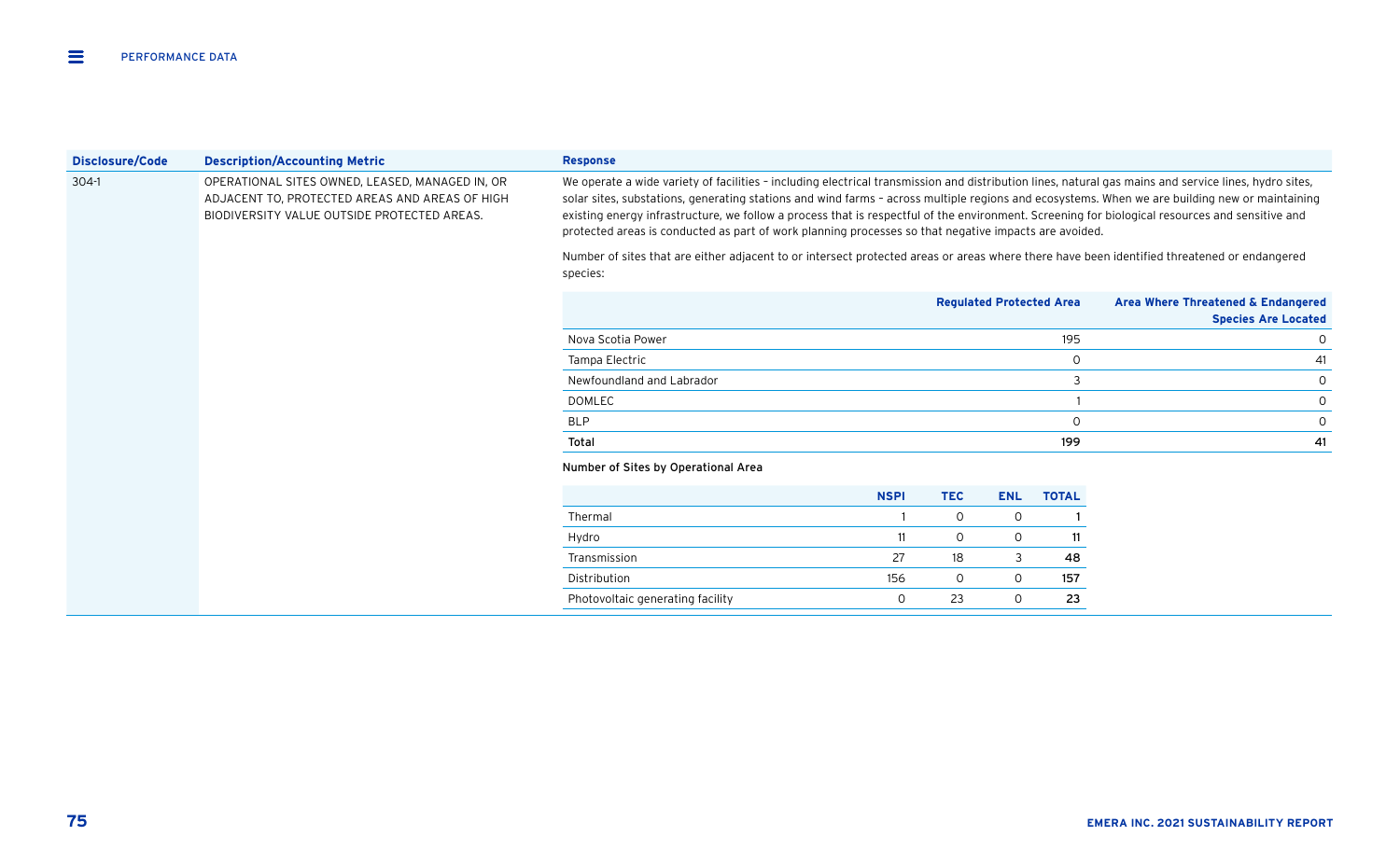PERFORMANCE DATA

| Disclosure/Code | Description/Accounting Metric | Response |
|---|---|---|
| 304-1 | OPERATIONAL SITES OWNED, LEASED, MANAGED IN, OR ADJACENT TO, PROTECTED AREAS AND AREAS OF HIGH BIODIVERSITY VALUE OUTSIDE PROTECTED AREAS. | We operate a wide variety of facilities – including electrical transmission and distribution lines, natural gas mains and service lines, hydro sites, solar sites, substations, generating stations and wind farms – across multiple regions and ecosystems. When we are building new or maintaining existing energy infrastructure, we follow a process that is respectful of the environment. Screening for biological resources and sensitive and protected areas is conducted as part of work planning processes so that negative impacts are avoided. Number of sites that are either adjacent to or intersect protected areas or areas where there have been identified threatened or endangered species: |

| | Regulated Protected Area | Area Where Threatened & Endangered Species Are Located |
|---|---|---|
| Nova Scotia Power | 195 | 0 |
| Tampa Electric | 0 | 41 |
| Newfoundland and Labrador | 3 | 0 |
| DOMLEC | 1 | 0 |
| BLP | 0 | 0 |
| **Total** | **199** | **41** |

Number of Sites by Operational Area

| | NSPI | TEC | ENL | TOTAL |
|---|---|---|---|---|
| Thermal | 1 | 0 | 0 | **1** |
| Hydro | 11 | 0 | 0 | **11** |
| Transmission | 27 | 18 | 3 | **48** |
| Distribution | 156 | 0 | 0 | **157** |
| Photovoltaic generating facility | 0 | 23 | 0 | **23** |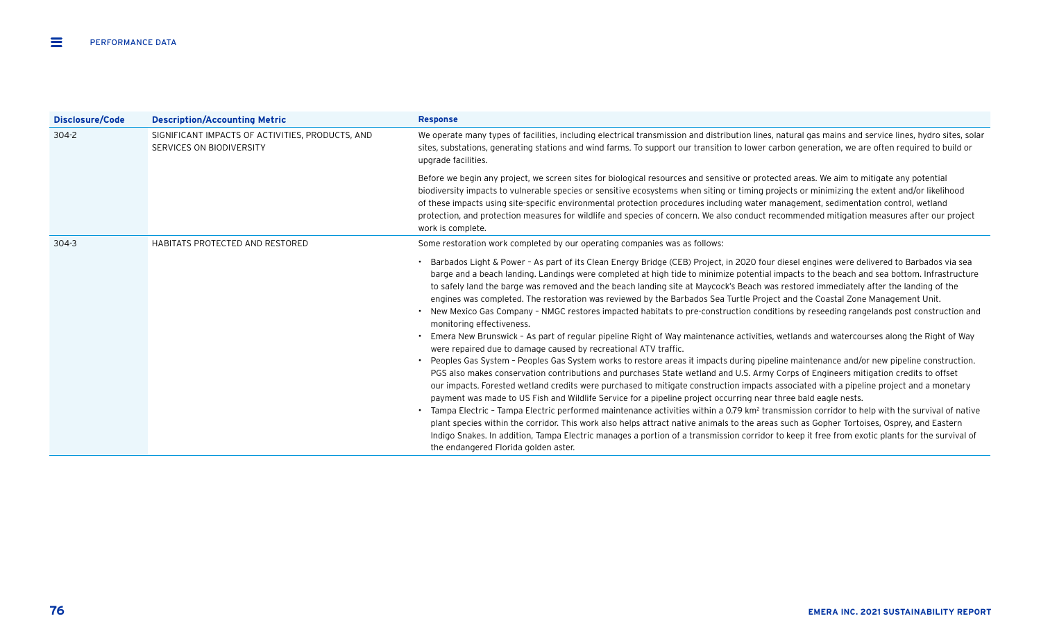| Disclosure/Code | Description/Accounting Metric | Response |
| --- | --- | --- |
| 304-2 | SIGNIFICANT IMPACTS OF ACTIVITIES, PRODUCTS, AND SERVICES ON BIODIVERSITY | We operate many types of facilities, including electrical transmission and distribution lines, natural gas mains and service lines, hydro sites, solar sites, substations, generating stations and wind farms. To support our transition to lower carbon generation, we are often required to build or upgrade facilities.<br><br>Before we begin any project, we screen sites for biological resources and sensitive or protected areas. We aim to mitigate any potential biodiversity impacts to vulnerable species or sensitive ecosystems when siting or timing projects or minimizing the extent and/or likelihood of these impacts using site-specific environmental protection procedures including water management, sedimentation control, wetland protection, and protection measures for wildlife and species of concern. We also conduct recommended mitigation measures after our project work is complete. |
| 304-3 | HABITATS PROTECTED AND RESTORED | Some restoration work completed by our operating companies was as follows:<br><br>• Barbados Light & Power – As part of its Clean Energy Bridge (CEB) Project, in 2020 four diesel engines were delivered to Barbados via sea barge and a beach landing. Landings were completed at high tide to minimize potential impacts to the beach and sea bottom. Infrastructure to safely land the barge was removed and the beach landing site at Maycock's Beach was restored immediately after the landing of the engines was completed. The restoration was reviewed by the Barbados Sea Turtle Project and the Coastal Zone Management Unit.<br>• New Mexico Gas Company – NMGC restores impacted habitats to pre-construction conditions by reseeding rangelands post construction and monitoring effectiveness.<br>• Emera New Brunswick – As part of regular pipeline Right of Way maintenance activities, wetlands and watercourses along the Right of Way were repaired due to damage caused by recreational ATV traffic.<br>• Peoples Gas System – Peoples Gas System works to restore areas it impacts during pipeline maintenance and/or new pipeline construction. PGS also makes conservation contributions and purchases State wetland and U.S. Army Corps of Engineers mitigation credits to offset our impacts. Forested wetland credits were purchased to mitigate construction impacts associated with a pipeline project and a monetary payment was made to US Fish and Wildlife Service for a pipeline project occurring near three bald eagle nests.<br>• Tampa Electric – Tampa Electric performed maintenance activities within a 0.79 $km^2$ transmission corridor to help with the survival of native plant species within the corridor. This work also helps attract native animals to the areas such as Gopher Tortoises, Osprey, and Eastern Indigo Snakes. In addition, Tampa Electric manages a portion of a transmission corridor to keep it free from exotic plants for the survival of the endangered Florida golden aster. |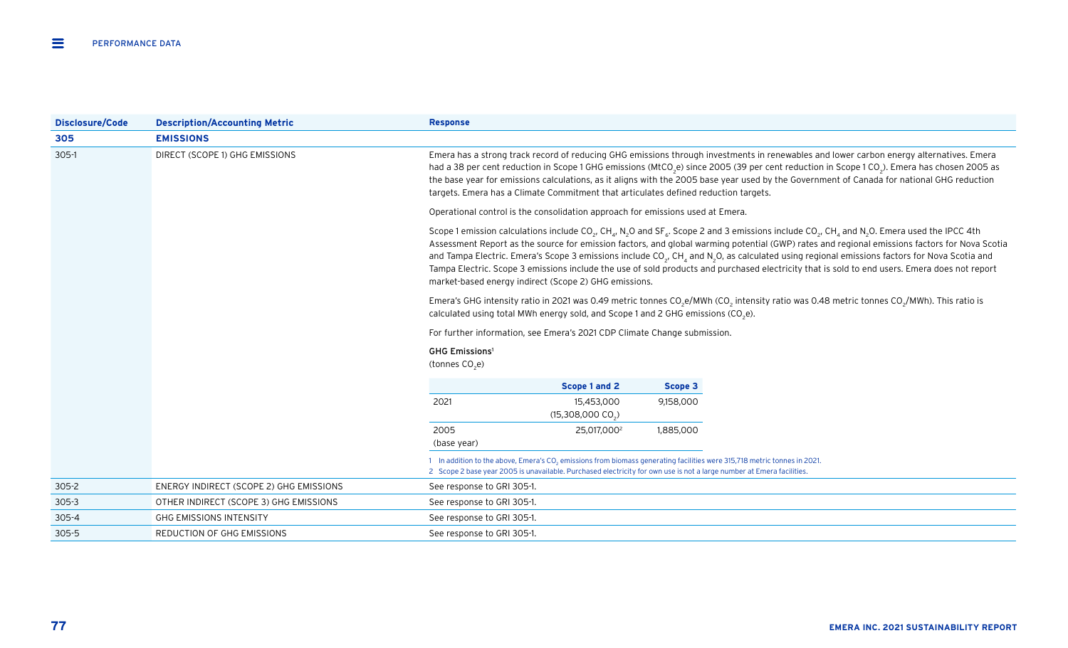| Disclosure/Code | Description/Accounting Metric | Response |
|---|---|---|
| **305** | **EMISSIONS** | |
| 305-1 | DIRECT (SCOPE 1) GHG EMISSIONS | Emera has a strong track record of reducing GHG emissions through investments in renewables and lower carbon energy alternatives. Emera had a 38 per cent reduction in Scope 1 GHG emissions ($MtCO_2e$) since 2005 (39 per cent reduction in Scope 1 $CO_2$). Emera has chosen 2005 as the base year for emissions calculations, as it aligns with the 2005 base year used by the Government of Canada for national GHG reduction targets. Emera has a Climate Commitment that articulates defined reduction targets. |
| | | Operational control is the consolidation approach for emissions used at Emera. |
| | | Scope 1 emission calculations include $CO_2$, $CH_4$, $N_2O$ and $SF_6$. Scope 2 and 3 emissions include $CO_2$, $CH_4$ and $N_2O$. Emera used the IPCC 4th Assessment Report as the source for emission factors, and global warming potential (GWP) rates and regional emissions factors for Nova Scotia and Tampa Electric. Emera's Scope 3 emissions include $CO_2$, $CH_4$ and $N_2O$, as calculated using regional emissions factors for Nova Scotia and Tampa Electric. Scope 3 emissions include the use of sold products and purchased electricity that is sold to end users. Emera does not report market-based energy indirect (Scope 2) GHG emissions. |
| | | Emera's GHG intensity ratio in 2021 was 0.49 metric tonnes $CO_2e$/MWh ($CO_2$ intensity ratio was 0.48 metric tonnes $CO_2$/MWh). This ratio is calculated using total MWh energy sold, and Scope 1 and 2 GHG emissions ($CO_2e$). |
| | | For further information, see Emera's 2021 CDP Climate Change submission. |
| 305-2 | ENERGY INDIRECT (SCOPE 2) GHG EMISSIONS | See response to GRI 305-1. |
| 305-3 | OTHER INDIRECT (SCOPE 3) GHG EMISSIONS | See response to GRI 305-1. |
| 305-4 | GHG EMISSIONS INTENSITY | See response to GRI 305-1. |
| 305-5 | REDUCTION OF GHG EMISSIONS | See response to GRI 305-1. |

**GHG Emissions**[1]
(tonnes $CO_2e$)

| | Scope 1 and 2 | Scope 3 |
|---|---|---|
| 2021 | 15,453,000 (15,308,000 $CO_2$) | 9,158,000 |
| 2005 (base year) | 25,017,000[2] | 1,885,000 |

1 In addition to the above, Emera's $CO_2$ emissions from biomass generating facilities were 315,718 metric tonnes in 2021.
2 Scope 2 base year 2005 is unavailable. Purchased electricity for own use is not a large number at Emera facilities.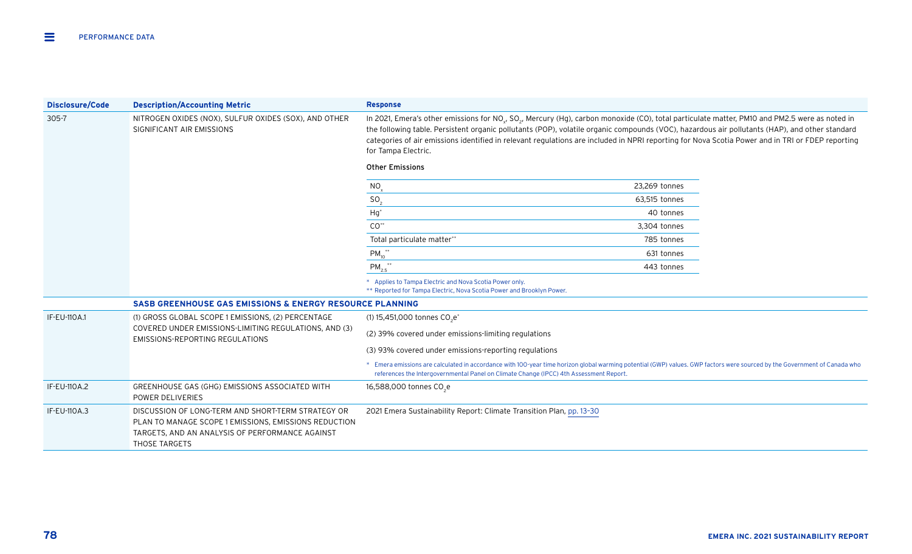| Disclosure/Code | Description/Accounting Metric | Response |
|---|---|---|
| 305-7 | NITROGEN OXIDES (NOX), SULFUR OXIDES (SOX), AND OTHER SIGNIFICANT AIR EMISSIONS | In 2021, Emera's other emissions for $NO_x$, $SO_2$, Mercury (Hg), carbon monoxide (CO), total particulate matter, PM10 and PM2.5 were as noted in the following table. Persistent organic pollutants (POP), volatile organic compounds (VOC), hazardous air pollutants (HAP), and other standard categories of air emissions identified in relevant regulations are included in NPRI reporting for Nova Scotia Power and in TRI or FDEP reporting for Tampa Electric. |

**Other Emissions**

| Emission | Amount |
|---|---|
| $NO_x$ | 23,269 tonnes |
| $SO_2$ | 63,515 tonnes |
| Hg* | 40 tonnes |
| CO** | 3,304 tonnes |
| Total particulate matter** | 785 tonnes |
| $PM_{10}$** | 631 tonnes |
| $PM_{2.5}$** | 443 tonnes |

\* Applies to Tampa Electric and Nova Scotia Power only.
\*\* Reported for Tampa Electric, Nova Scotia Power and Brooklyn Power.

**SASB GREENHOUSE GAS EMISSIONS & ENERGY RESOURCE PLANNING**

| Disclosure/Code | Description/Accounting Metric | Response |
|---|---|---|
| IF-EU-110A.1 | (1) GROSS GLOBAL SCOPE 1 EMISSIONS, (2) PERCENTAGE COVERED UNDER EMISSIONS-LIMITING REGULATIONS, AND (3) EMISSIONS-REPORTING REGULATIONS | (1) 15,451,000 tonnes $CO_2e$*<br>(2) 39% covered under emissions-limiting regulations<br>(3) 93% covered under emissions-reporting regulations<br>* Emera emissions are calculated in accordance with 100-year time horizon global warming potential (GWP) values. GWP factors were sourced by the Government of Canada who references the Intergovernmental Panel on Climate Change (IPCC) 4th Assessment Report. |
| IF-EU-110A.2 | GREENHOUSE GAS (GHG) EMISSIONS ASSOCIATED WITH POWER DELIVERIES | 16,588,000 tonnes $CO_2e$ |
| IF-EU-110A.3 | DISCUSSION OF LONG-TERM AND SHORT-TERM STRATEGY OR PLAN TO MANAGE SCOPE 1 EMISSIONS, EMISSIONS REDUCTION TARGETS, AND AN ANALYSIS OF PERFORMANCE AGAINST THOSE TARGETS | 2021 Emera Sustainability Report: Climate Transition Plan, pp. 13–30 |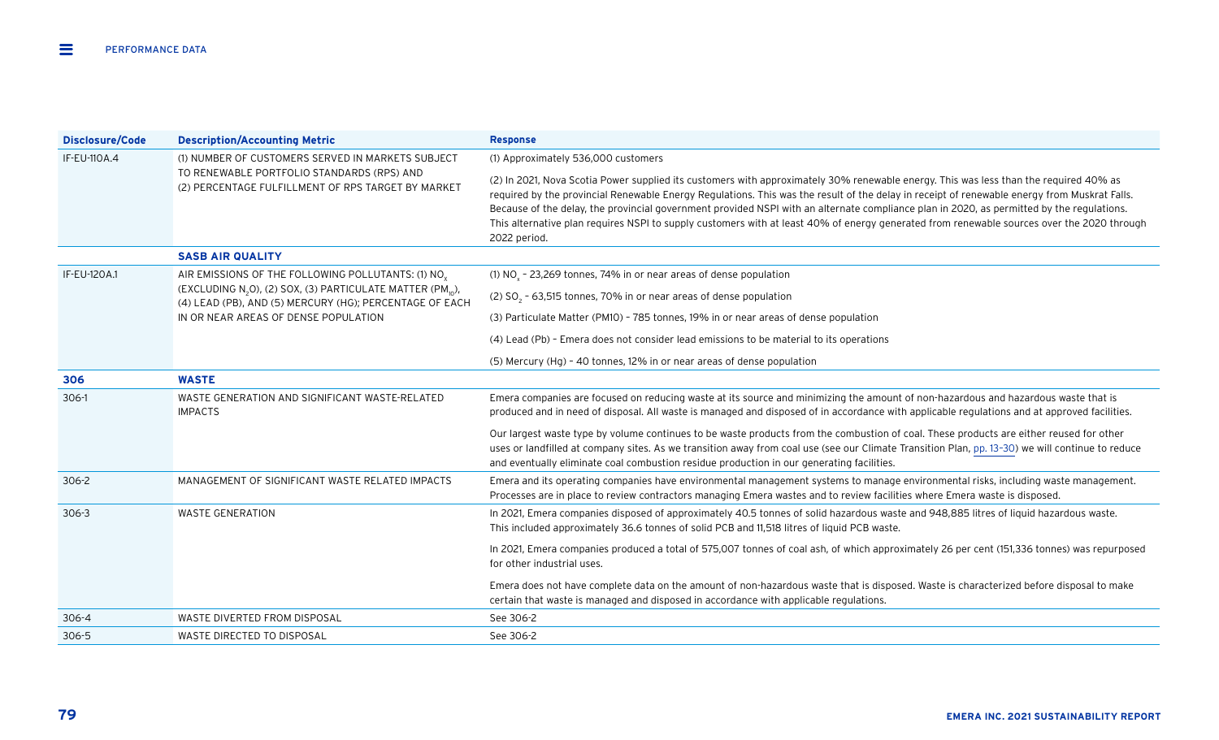| Disclosure/Code | Description/Accounting Metric | Response |
| --- | --- | --- |
| IF-EU-110A.4 | (1) NUMBER OF CUSTOMERS SERVED IN MARKETS SUBJECT TO RENEWABLE PORTFOLIO STANDARDS (RPS) AND (2) PERCENTAGE FULFILLMENT OF RPS TARGET BY MARKET | (1) Approximately 536,000 customers<br><br>(2) In 2021, Nova Scotia Power supplied its customers with approximately 30% renewable energy. This was less than the required 40% as required by the provincial Renewable Energy Regulations. This was the result of the delay in receipt of renewable energy from Muskrat Falls. Because of the delay, the provincial government provided NSPI with an alternate compliance plan in 2020, as permitted by the regulations. This alternative plan requires NSPI to supply customers with at least 40% of energy generated from renewable sources over the 2020 through 2022 period. |
| | **SASB AIR QUALITY** | |
| IF-EU-120A.1 | AIR EMISSIONS OF THE FOLLOWING POLLUTANTS: (1) $NO_x$ (EXCLUDING $N_2O$), (2) SOX, (3) PARTICULATE MATTER ($PM_{10}$), (4) LEAD (PB), AND (5) MERCURY (HG); PERCENTAGE OF EACH IN OR NEAR AREAS OF DENSE POPULATION | (1) $NO_x$ – 23,269 tonnes, 74% in or near areas of dense population<br><br>(2) $SO_2$ – 63,515 tonnes, 70% in or near areas of dense population<br><br>(3) Particulate Matter (PM10) – 785 tonnes, 19% in or near areas of dense population<br><br>(4) Lead (Pb) – Emera does not consider lead emissions to be material to its operations<br><br>(5) Mercury (Hg) – 40 tonnes, 12% in or near areas of dense population |
| **306** | **WASTE** | |
| 306-1 | WASTE GENERATION AND SIGNIFICANT WASTE-RELATED IMPACTS | Emera companies are focused on reducing waste at its source and minimizing the amount of non-hazardous and hazardous waste that is produced and in need of disposal. All waste is managed and disposed of in accordance with applicable regulations and at approved facilities.<br><br>Our largest waste type by volume continues to be waste products from the combustion of coal. These products are either reused for other uses or landfilled at company sites. As we transition away from coal use (see our Climate Transition Plan, pp. 13-30) we will continue to reduce and eventually eliminate coal combustion residue production in our generating facilities. |
| 306-2 | MANAGEMENT OF SIGNIFICANT WASTE RELATED IMPACTS | Emera and its operating companies have environmental management systems to manage environmental risks, including waste management. Processes are in place to review contractors managing Emera wastes and to review facilities where Emera waste is disposed. |
| 306-3 | WASTE GENERATION | In 2021, Emera companies disposed of approximately 40.5 tonnes of solid hazardous waste and 948,885 litres of liquid hazardous waste. This included approximately 36.6 tonnes of solid PCB and 11,518 litres of liquid PCB waste.<br><br>In 2021, Emera companies produced a total of 575,007 tonnes of coal ash, of which approximately 26 per cent (151,336 tonnes) was repurposed for other industrial uses.<br><br>Emera does not have complete data on the amount of non-hazardous waste that is disposed. Waste is characterized before disposal to make certain that waste is managed and disposed in accordance with applicable regulations. |
| 306-4 | WASTE DIVERTED FROM DISPOSAL | See 306-2 |
| 306-5 | WASTE DIRECTED TO DISPOSAL | See 306-2 |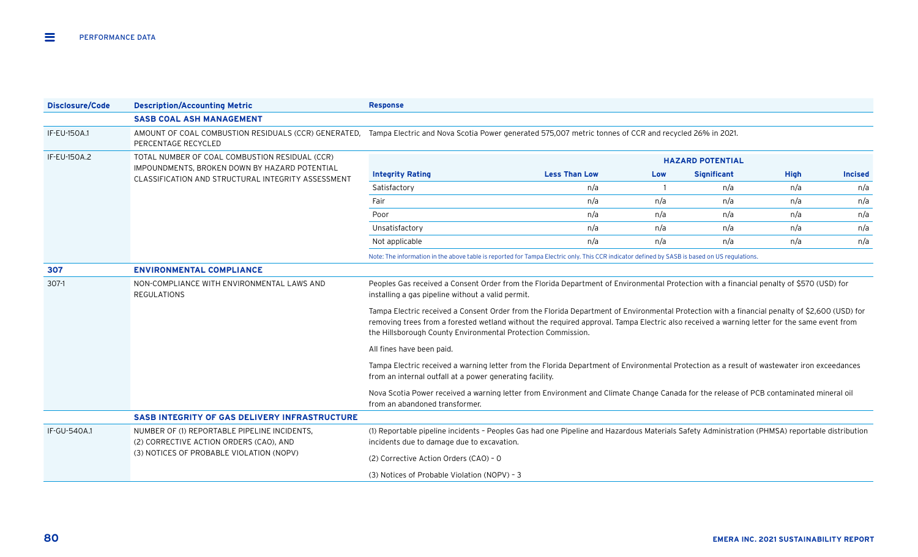| Disclosure/Code | Description/Accounting Metric | Response |
|---|---|---|
| | **SASB COAL ASH MANAGEMENT** | |
| IF-EU-150A.1 | AMOUNT OF COAL COMBUSTION RESIDUALS (CCR) GENERATED, PERCENTAGE RECYCLED | Tampa Electric and Nova Scotia Power generated 575,007 metric tonnes of CCR and recycled 26% in 2021. |
| IF-EU-150A.2 | TOTAL NUMBER OF COAL COMBUSTION RESIDUAL (CCR) IMPOUNDMENTS, BROKEN DOWN BY HAZARD POTENTIAL CLASSIFICATION AND STRUCTURAL INTEGRITY ASSESSMENT | See table below. |

| Integrity Rating | Hazard Potential: Less Than Low | Hazard Potential: Low | Hazard Potential: Significant | Hazard Potential: High | Hazard Potential: Incised |
|---|---|---|---|---|---|
| Satisfactory | n/a | 1 | n/a | n/a | n/a |
| Fair | n/a | n/a | n/a | n/a | n/a |
| Poor | n/a | n/a | n/a | n/a | n/a |
| Unsatisfactory | n/a | n/a | n/a | n/a | n/a |
| Not applicable | n/a | n/a | n/a | n/a | n/a |

Note: The information in the above table is reported for Tampa Electric only. This CCR indicator defined by SASB is based on US regulations.

| Disclosure/Code | Description/Accounting Metric | Response |
|---|---|---|
| **307** | **ENVIRONMENTAL COMPLIANCE** | |
| 307-1 | NON-COMPLIANCE WITH ENVIRONMENTAL LAWS AND REGULATIONS | Peoples Gas received a Consent Order from the Florida Department of Environmental Protection with a financial penalty of $570 (USD) for installing a gas pipeline without a valid permit.<br><br>Tampa Electric received a Consent Order from the Florida Department of Environmental Protection with a financial penalty of $2,600 (USD) for removing trees from a forested wetland without the required approval. Tampa Electric also received a warning letter for the same event from the Hillsborough County Environmental Protection Commission.<br><br>All fines have been paid.<br><br>Tampa Electric received a warning letter from the Florida Department of Environmental Protection as a result of wastewater iron exceedances from an internal outfall at a power generating facility.<br><br>Nova Scotia Power received a warning letter from Environment and Climate Change Canada for the release of PCB contaminated mineral oil from an abandoned transformer. |
| | **SASB INTEGRITY OF GAS DELIVERY INFRASTRUCTURE** | |
| IF-GU-540A.1 | NUMBER OF (1) REPORTABLE PIPELINE INCIDENTS, (2) CORRECTIVE ACTION ORDERS (CAO), AND (3) NOTICES OF PROBABLE VIOLATION (NOPV) | (1) Reportable pipeline incidents – Peoples Gas had one Pipeline and Hazardous Materials Safety Administration (PHMSA) reportable distribution incidents due to damage due to excavation.<br><br>(2) Corrective Action Orders (CAO) – 0<br><br>(3) Notices of Probable Violation (NOPV) – 3 |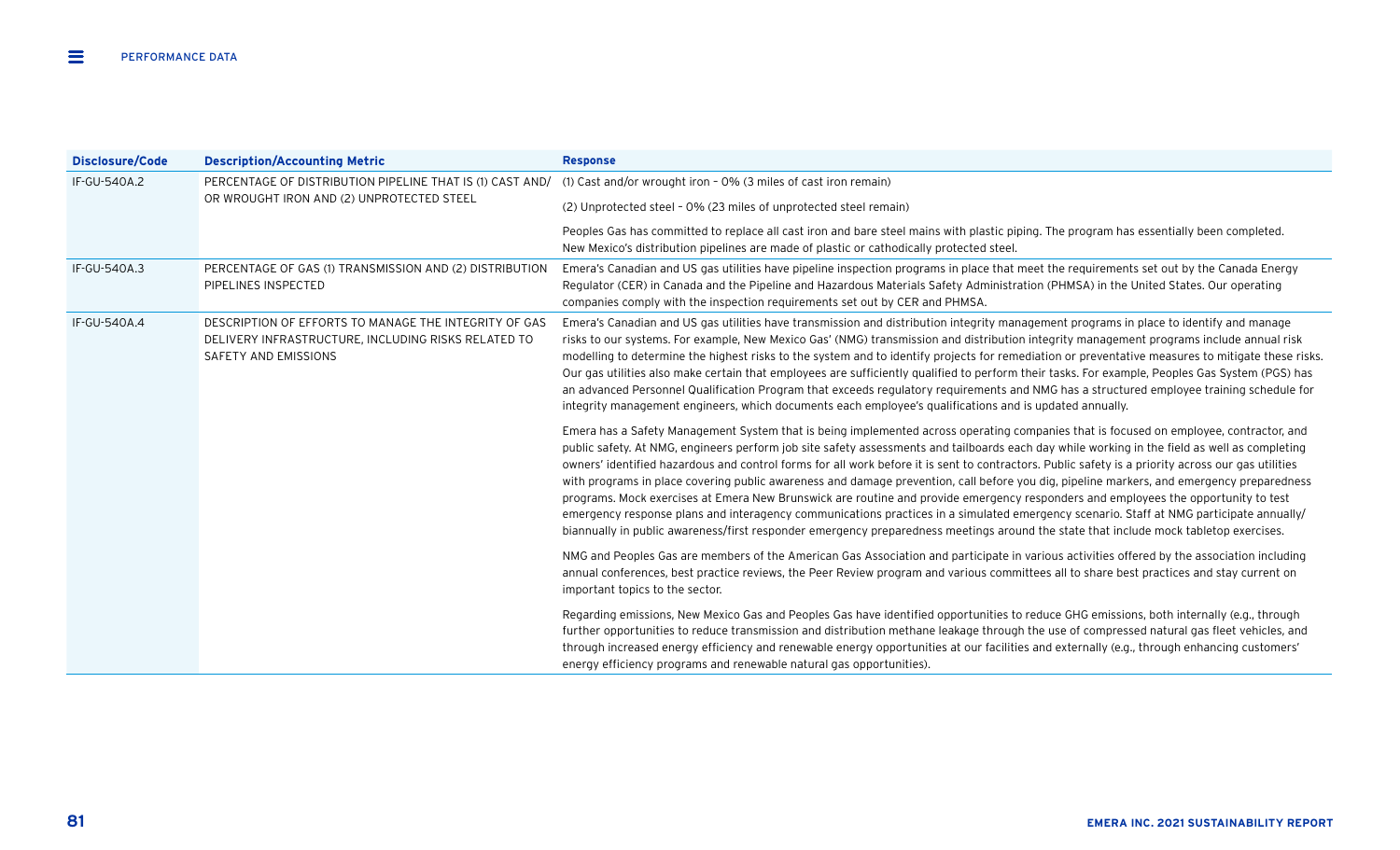| Disclosure/Code | Description/Accounting Metric | Response |
|---|---|---|
| IF-GU-540A.2 | PERCENTAGE OF DISTRIBUTION PIPELINE THAT IS (1) CAST AND/OR WROUGHT IRON AND (2) UNPROTECTED STEEL | (1) Cast and/or wrought iron – 0% (3 miles of cast iron remain)<br><br>(2) Unprotected steel – 0% (23 miles of unprotected steel remain)<br><br>Peoples Gas has committed to replace all cast iron and bare steel mains with plastic piping. The program has essentially been completed. New Mexico's distribution pipelines are made of plastic or cathodically protected steel. |
| IF-GU-540A.3 | PERCENTAGE OF GAS (1) TRANSMISSION AND (2) DISTRIBUTION PIPELINES INSPECTED | Emera's Canadian and US gas utilities have pipeline inspection programs in place that meet the requirements set out by the Canada Energy Regulator (CER) in Canada and the Pipeline and Hazardous Materials Safety Administration (PHMSA) in the United States. Our operating companies comply with the inspection requirements set out by CER and PHMSA. |
| IF-GU-540A.4 | DESCRIPTION OF EFFORTS TO MANAGE THE INTEGRITY OF GAS DELIVERY INFRASTRUCTURE, INCLUDING RISKS RELATED TO SAFETY AND EMISSIONS | Emera's Canadian and US gas utilities have transmission and distribution integrity management programs in place to identify and manage risks to our systems. For example, New Mexico Gas' (NMG) transmission and distribution integrity management programs include annual risk modelling to determine the highest risks to the system and to identify projects for remediation or preventative measures to mitigate these risks. Our gas utilities also make certain that employees are sufficiently qualified to perform their tasks. For example, Peoples Gas System (PGS) has an advanced Personnel Qualification Program that exceeds regulatory requirements and NMG has a structured employee training schedule for integrity management engineers, which documents each employee's qualifications and is updated annually.<br><br>Emera has a Safety Management System that is being implemented across operating companies that is focused on employee, contractor, and public safety. At NMG, engineers perform job site safety assessments and tailboards each day while working in the field as well as completing owners' identified hazardous and control forms for all work before it is sent to contractors. Public safety is a priority across our gas utilities with programs in place covering public awareness and damage prevention, call before you dig, pipeline markers, and emergency preparedness programs. Mock exercises at Emera New Brunswick are routine and provide emergency responders and employees the opportunity to test emergency response plans and interagency communications practices in a simulated emergency scenario. Staff at NMG participate annually/biannually in public awareness/first responder emergency preparedness meetings around the state that include mock tabletop exercises.<br><br>NMG and Peoples Gas are members of the American Gas Association and participate in various activities offered by the association including annual conferences, best practice reviews, the Peer Review program and various committees all to share best practices and stay current on important topics to the sector.<br><br>Regarding emissions, New Mexico Gas and Peoples Gas have identified opportunities to reduce GHG emissions, both internally (e.g., through further opportunities to reduce transmission and distribution methane leakage through the use of compressed natural gas fleet vehicles, and through increased energy efficiency and renewable energy opportunities at our facilities and externally (e.g., through enhancing customers' energy efficiency programs and renewable natural gas opportunities). |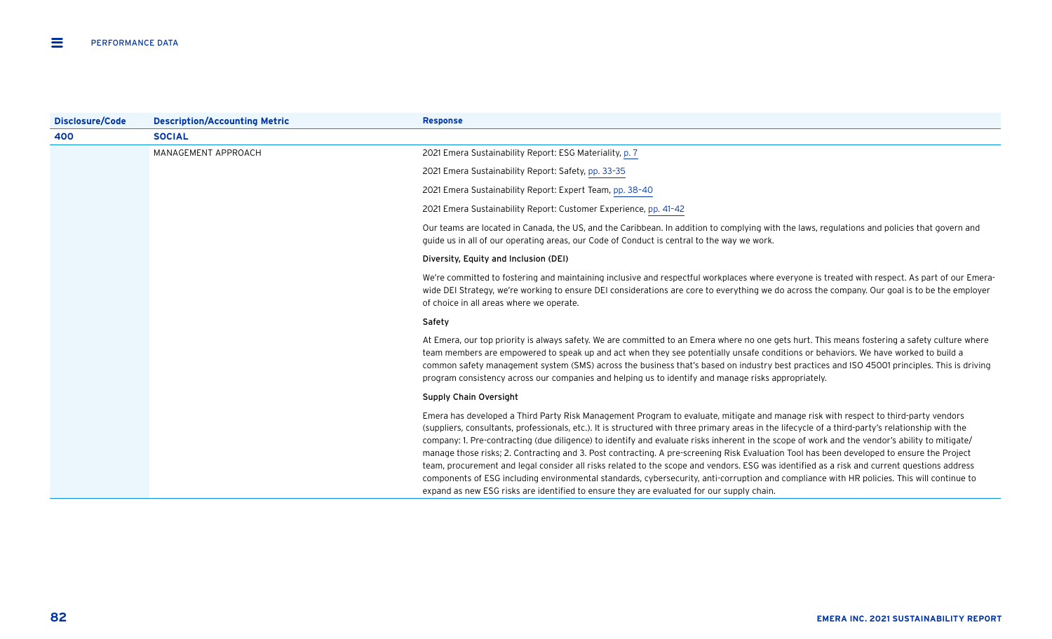| Disclosure/Code | Description/Accounting Metric | Response |
|---|---|---|
| **400** | **SOCIAL** | |
| | MANAGEMENT APPROACH | 2021 Emera Sustainability Report: ESG Materiality, p. 7<br><br>2021 Emera Sustainability Report: Safety, pp. 33-35<br><br>2021 Emera Sustainability Report: Expert Team, pp. 38-40<br><br>2021 Emera Sustainability Report: Customer Experience, pp. 41-42<br><br>Our teams are located in Canada, the US, and the Caribbean. In addition to complying with the laws, regulations and policies that govern and guide us in all of our operating areas, our Code of Conduct is central to the way we work.<br><br>Diversity, Equity and Inclusion (DEI)<br><br>We're committed to fostering and maintaining inclusive and respectful workplaces where everyone is treated with respect. As part of our Emera-wide DEI Strategy, we're working to ensure DEI considerations are core to everything we do across the company. Our goal is to be the employer of choice in all areas where we operate.<br><br>Safety<br><br>At Emera, our top priority is always safety. We are committed to an Emera where no one gets hurt. This means fostering a safety culture where team members are empowered to speak up and act when they see potentially unsafe conditions or behaviors. We have worked to build a common safety management system (SMS) across the business that's based on industry best practices and ISO 45001 principles. This is driving program consistency across our companies and helping us to identify and manage risks appropriately.<br><br>Supply Chain Oversight<br><br>Emera has developed a Third Party Risk Management Program to evaluate, mitigate and manage risk with respect to third-party vendors (suppliers, consultants, professionals, etc.). It is structured with three primary areas in the lifecycle of a third-party's relationship with the company: 1. Pre-contracting (due diligence) to identify and evaluate risks inherent in the scope of work and the vendor's ability to mitigate/manage those risks; 2. Contracting and 3. Post contracting. A pre-screening Risk Evaluation Tool has been developed to ensure the Project team, procurement and legal consider all risks related to the scope and vendors. ESG was identified as a risk and current questions address components of ESG including environmental standards, cybersecurity, anti-corruption and compliance with HR policies. This will continue to expand as new ESG risks are identified to ensure they are evaluated for our supply chain. |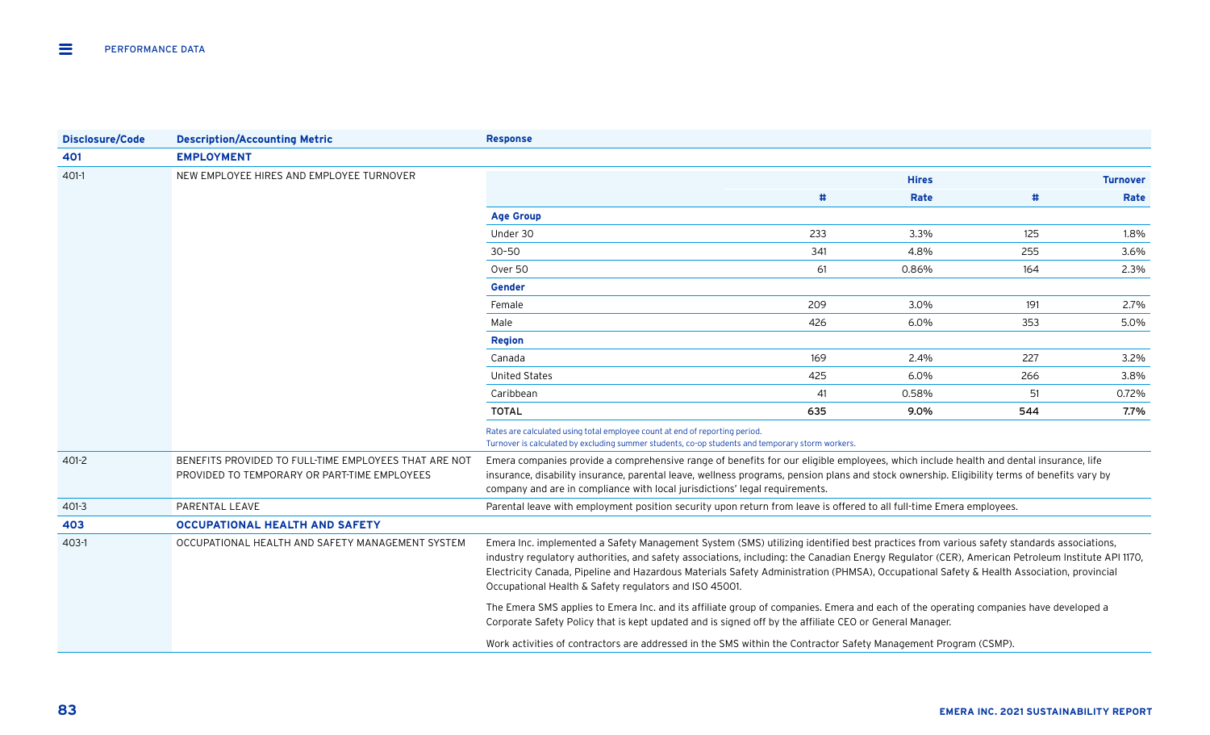| Disclosure/Code | Description/Accounting Metric | Response |
|---|---|---|
| **401** | **EMPLOYMENT** | |
| 401-1 | NEW EMPLOYEE HIRES AND EMPLOYEE TURNOVER | See table below |
| 401-2 | BENEFITS PROVIDED TO FULL-TIME EMPLOYEES THAT ARE NOT PROVIDED TO TEMPORARY OR PART-TIME EMPLOYEES | Emera companies provide a comprehensive range of benefits for our eligible employees, which include health and dental insurance, life insurance, disability insurance, parental leave, wellness programs, pension plans and stock ownership. Eligibility terms of benefits vary by company and are in compliance with local jurisdictions' legal requirements. |
| 401-3 | PARENTAL LEAVE | Parental leave with employment position security upon return from leave is offered to all full-time Emera employees. |
| **403** | **OCCUPATIONAL HEALTH AND SAFETY** | |
| 403-1 | OCCUPATIONAL HEALTH AND SAFETY MANAGEMENT SYSTEM | Emera Inc. implemented a Safety Management System (SMS) utilizing identified best practices from various safety standards associations, industry regulatory authorities, and safety associations, including: the Canadian Energy Regulator (CER), American Petroleum Institute API 1170, Electricity Canada, Pipeline and Hazardous Materials Safety Administration (PHMSA), Occupational Safety & Health Association, provincial Occupational Health & Safety regulators and ISO 45001.<br><br>The Emera SMS applies to Emera Inc. and its affiliate group of companies. Emera and each of the operating companies have developed a Corporate Safety Policy that is kept updated and is signed off by the affiliate CEO or General Manager.<br><br>Work activities of contractors are addressed in the SMS within the Contractor Safety Management Program (CSMP). |

**401-1 New employee hires and employee turnover**

| | Hires | | Turnover | |
|---|---|---|---|---|
| | # | Rate | # | Rate |
| **Age Group** | | | | |
| Under 30 | 233 | 3.3% | 125 | 1.8% |
| 30–50 | 341 | 4.8% | 255 | 3.6% |
| Over 50 | 61 | 0.86% | 164 | 2.3% |
| **Gender** | | | | |
| Female | 209 | 3.0% | 191 | 2.7% |
| Male | 426 | 6.0% | 353 | 5.0% |
| **Region** | | | | |
| Canada | 169 | 2.4% | 227 | 3.2% |
| United States | 425 | 6.0% | 266 | 3.8% |
| Caribbean | 41 | 0.58% | 51 | 0.72% |
| **TOTAL** | **635** | **9.0%** | **544** | **7.7%** |

Rates are calculated using total employee count at end of reporting period.
Turnover is calculated by excluding summer students, co-op students and temporary storm workers.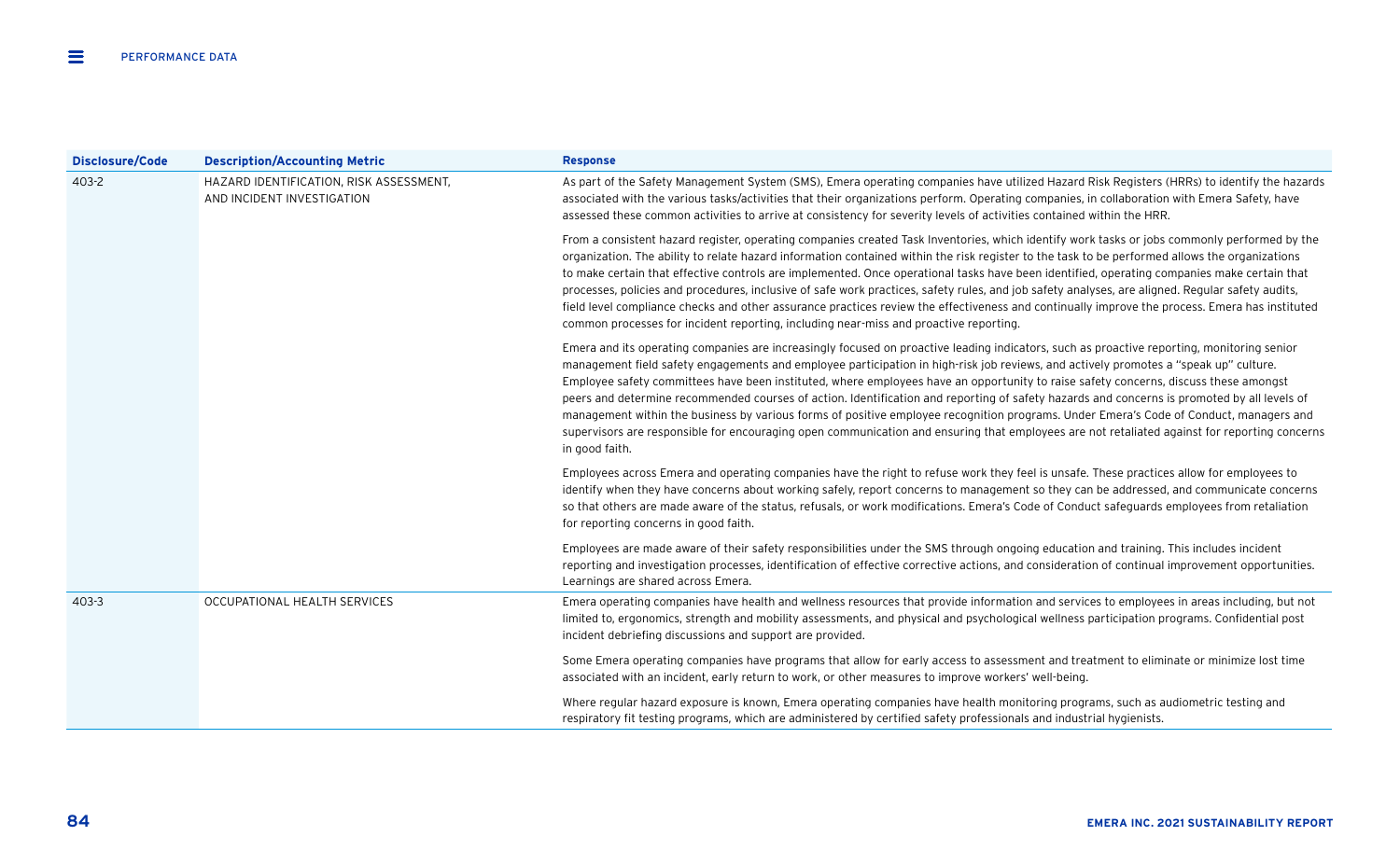| Disclosure/Code | Description/Accounting Metric | Response |
| --- | --- | --- |
| 403-2 | HAZARD IDENTIFICATION, RISK ASSESSMENT, AND INCIDENT INVESTIGATION | As part of the Safety Management System (SMS), Emera operating companies have utilized Hazard Risk Registers (HRRs) to identify the hazards associated with the various tasks/activities that their organizations perform. Operating companies, in collaboration with Emera Safety, have assessed these common activities to arrive at consistency for severity levels of activities contained within the HRR.<br><br>From a consistent hazard register, operating companies created Task Inventories, which identify work tasks or jobs commonly performed by the organization. The ability to relate hazard information contained within the risk register to the task to be performed allows the organizations to make certain that effective controls are implemented. Once operational tasks have been identified, operating companies make certain that processes, policies and procedures, inclusive of safe work practices, safety rules, and job safety analyses, are aligned. Regular safety audits, field level compliance checks and other assurance practices review the effectiveness and continually improve the process. Emera has instituted common processes for incident reporting, including near-miss and proactive reporting.<br><br>Emera and its operating companies are increasingly focused on proactive leading indicators, such as proactive reporting, monitoring senior management field safety engagements and employee participation in high-risk job reviews, and actively promotes a "speak up" culture. Employee safety committees have been instituted, where employees have an opportunity to raise safety concerns, discuss these amongst peers and determine recommended courses of action. Identification and reporting of safety hazards and concerns is promoted by all levels of management within the business by various forms of positive employee recognition programs. Under Emera's Code of Conduct, managers and supervisors are responsible for encouraging open communication and ensuring that employees are not retaliated against for reporting concerns in good faith.<br><br>Employees across Emera and operating companies have the right to refuse work they feel is unsafe. These practices allow for employees to identify when they have concerns about working safely, report concerns to management so they can be addressed, and communicate concerns so that others are made aware of the status, refusals, or work modifications. Emera's Code of Conduct safeguards employees from retaliation for reporting concerns in good faith.<br><br>Employees are made aware of their safety responsibilities under the SMS through ongoing education and training. This includes incident reporting and investigation processes, identification of effective corrective actions, and consideration of continual improvement opportunities. Learnings are shared across Emera. |
| 403-3 | OCCUPATIONAL HEALTH SERVICES | Emera operating companies have health and wellness resources that provide information and services to employees in areas including, but not limited to, ergonomics, strength and mobility assessments, and physical and psychological wellness participation programs. Confidential post incident debriefing discussions and support are provided.<br><br>Some Emera operating companies have programs that allow for early access to assessment and treatment to eliminate or minimize lost time associated with an incident, early return to work, or other measures to improve workers' well-being.<br><br>Where regular hazard exposure is known, Emera operating companies have health monitoring programs, such as audiometric testing and respiratory fit testing programs, which are administered by certified safety professionals and industrial hygienists. |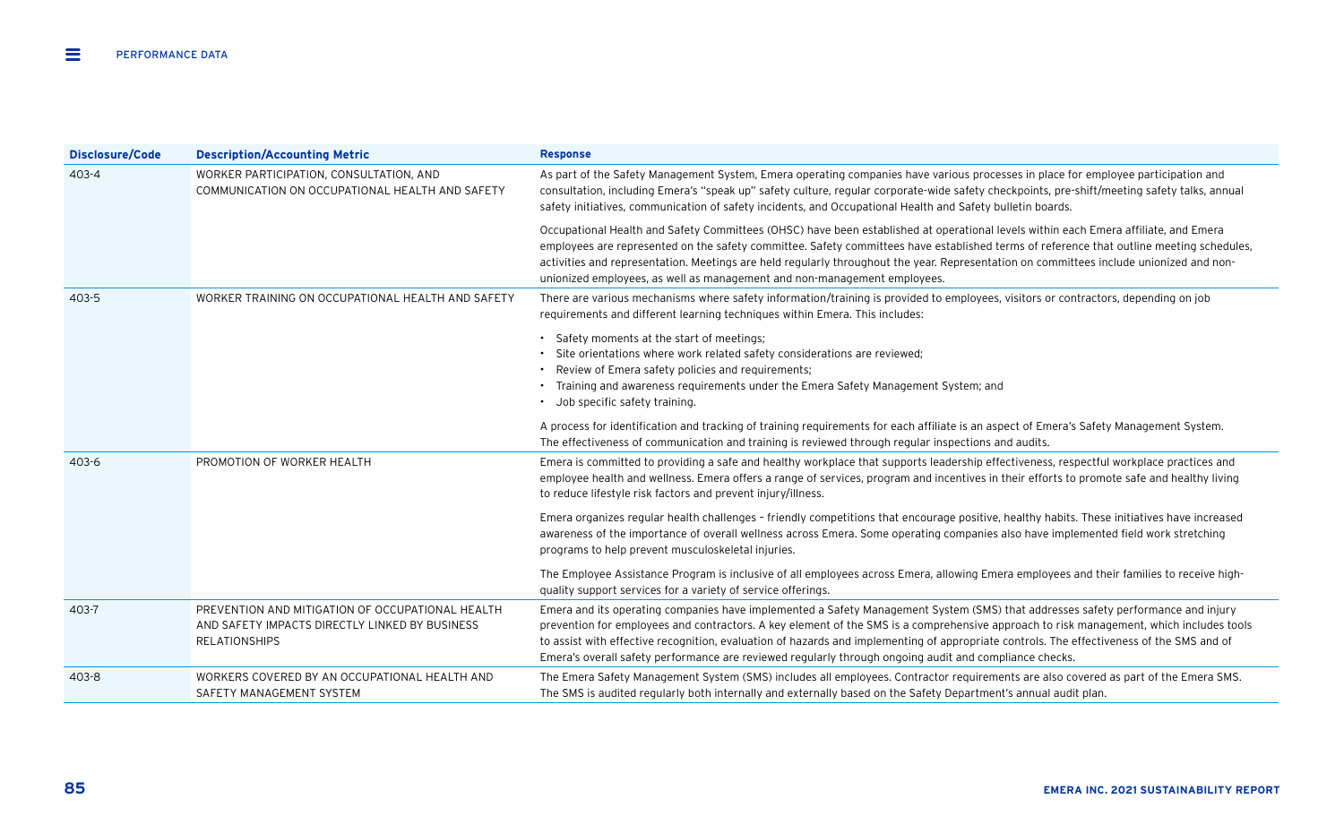| Disclosure/Code | Description/Accounting Metric | Response |
|---|---|---|
| 403-4 | WORKER PARTICIPATION, CONSULTATION, AND COMMUNICATION ON OCCUPATIONAL HEALTH AND SAFETY | As part of the Safety Management System, Emera operating companies have various processes in place for employee participation and consultation, including Emera's "speak up" safety culture, regular corporate-wide safety checkpoints, pre-shift/meeting safety talks, annual safety initiatives, communication of safety incidents, and Occupational Health and Safety bulletin boards.<br><br>Occupational Health and Safety Committees (OHSC) have been established at operational levels within each Emera affiliate, and Emera employees are represented on the safety committee. Safety committees have established terms of reference that outline meeting schedules, activities and representation. Meetings are held regularly throughout the year. Representation on committees include unionized and non-unionized employees, as well as management and non-management employees. |
| 403-5 | WORKER TRAINING ON OCCUPATIONAL HEALTH AND SAFETY | There are various mechanisms where safety information/training is provided to employees, visitors or contractors, depending on job requirements and different learning techniques within Emera. This includes:<br><br>• Safety moments at the start of meetings;<br>• Site orientations where work related safety considerations are reviewed;<br>• Review of Emera safety policies and requirements;<br>• Training and awareness requirements under the Emera Safety Management System; and<br>• Job specific safety training.<br><br>A process for identification and tracking of training requirements for each affiliate is an aspect of Emera's Safety Management System. The effectiveness of communication and training is reviewed through regular inspections and audits. |
| 403-6 | PROMOTION OF WORKER HEALTH | Emera is committed to providing a safe and healthy workplace that supports leadership effectiveness, respectful workplace practices and employee health and wellness. Emera offers a range of services, program and incentives in their efforts to promote safe and healthy living to reduce lifestyle risk factors and prevent injury/illness.<br><br>Emera organizes regular health challenges – friendly competitions that encourage positive, healthy habits. These initiatives have increased awareness of the importance of overall wellness across Emera. Some operating companies also have implemented field work stretching programs to help prevent musculoskeletal injuries.<br><br>The Employee Assistance Program is inclusive of all employees across Emera, allowing Emera employees and their families to receive high-quality support services for a variety of service offerings. |
| 403-7 | PREVENTION AND MITIGATION OF OCCUPATIONAL HEALTH AND SAFETY IMPACTS DIRECTLY LINKED BY BUSINESS RELATIONSHIPS | Emera and its operating companies have implemented a Safety Management System (SMS) that addresses safety performance and injury prevention for employees and contractors. A key element of the SMS is a comprehensive approach to risk management, which includes tools to assist with effective recognition, evaluation of hazards and implementing of appropriate controls. The effectiveness of the SMS and of Emera's overall safety performance are reviewed regularly through ongoing audit and compliance checks. |
| 403-8 | WORKERS COVERED BY AN OCCUPATIONAL HEALTH AND SAFETY MANAGEMENT SYSTEM | The Emera Safety Management System (SMS) includes all employees. Contractor requirements are also covered as part of the Emera SMS. The SMS is audited regularly both internally and externally based on the Safety Department's annual audit plan. |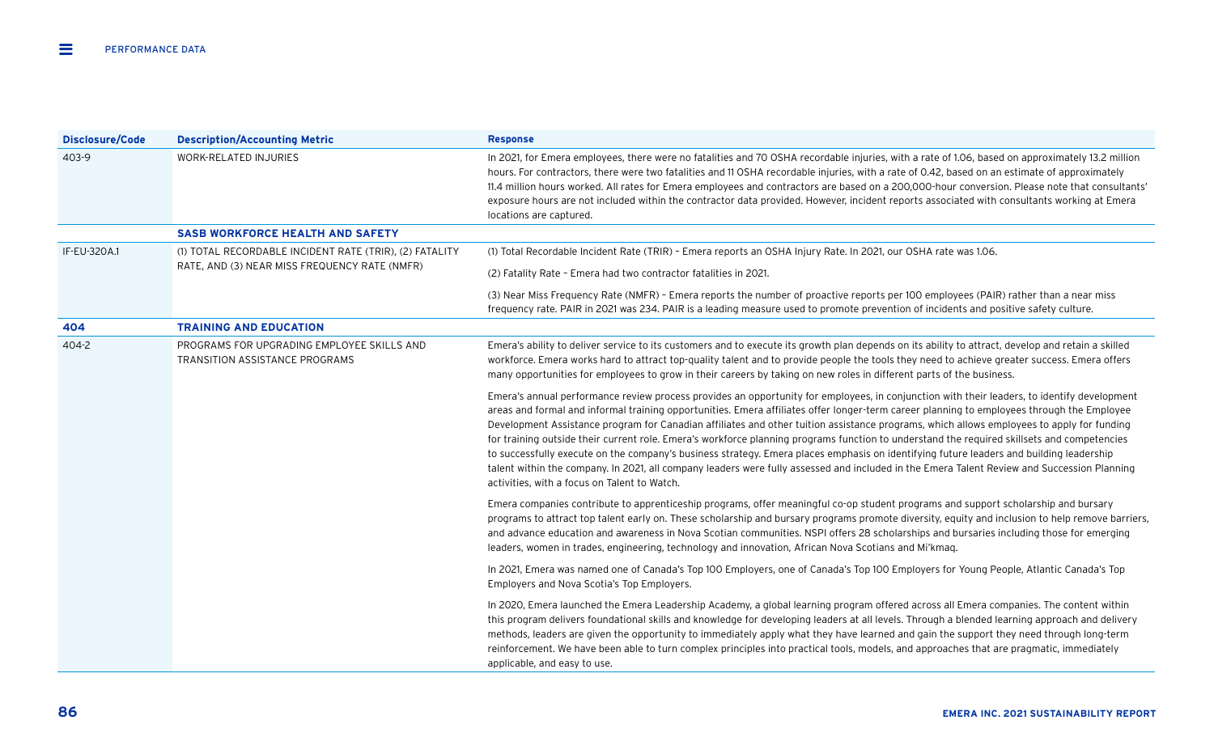| Disclosure/Code | Description/Accounting Metric | Response |
|---|---|---|
| 403-9 | WORK-RELATED INJURIES | In 2021, for Emera employees, there were no fatalities and 70 OSHA recordable injuries, with a rate of 1.06, based on approximately 13.2 million hours. For contractors, there were two fatalities and 11 OSHA recordable injuries, with a rate of 0.42, based on an estimate of approximately 11.4 million hours worked. All rates for Emera employees and contractors are based on a 200,000-hour conversion. Please note that consultants' exposure hours are not included within the contractor data provided. However, incident reports associated with consultants working at Emera locations are captured. |
| | **SASB WORKFORCE HEALTH AND SAFETY** | |
| IF-EU-320A.1 | (1) TOTAL RECORDABLE INCIDENT RATE (TRIR), (2) FATALITY RATE, AND (3) NEAR MISS FREQUENCY RATE (NMFR) | (1) Total Recordable Incident Rate (TRIR) – Emera reports an OSHA Injury Rate. In 2021, our OSHA rate was 1.06.<br><br>(2) Fatality Rate – Emera had two contractor fatalities in 2021.<br><br>(3) Near Miss Frequency Rate (NMFR) – Emera reports the number of proactive reports per 100 employees (PAIR) rather than a near miss frequency rate. PAIR in 2021 was 234. PAIR is a leading measure used to promote prevention of incidents and positive safety culture. |
| **404** | **TRAINING AND EDUCATION** | |
| 404-2 | PROGRAMS FOR UPGRADING EMPLOYEE SKILLS AND TRANSITION ASSISTANCE PROGRAMS | Emera's ability to deliver service to its customers and to execute its growth plan depends on its ability to attract, develop and retain a skilled workforce. Emera works hard to attract top-quality talent and to provide people the tools they need to achieve greater success. Emera offers many opportunities for employees to grow in their careers by taking on new roles in different parts of the business.<br><br>Emera's annual performance review process provides an opportunity for employees, in conjunction with their leaders, to identify development areas and formal and informal training opportunities. Emera affiliates offer longer-term career planning to employees through the Employee Development Assistance program for Canadian affiliates and other tuition assistance programs, which allows employees to apply for funding for training outside their current role. Emera's workforce planning programs function to understand the required skillsets and competencies to successfully execute on the company's business strategy. Emera places emphasis on identifying future leaders and building leadership talent within the company. In 2021, all company leaders were fully assessed and included in the Emera Talent Review and Succession Planning activities, with a focus on Talent to Watch.<br><br>Emera companies contribute to apprenticeship programs, offer meaningful co-op student programs and support scholarship and bursary programs to attract top talent early on. These scholarship and bursary programs promote diversity, equity and inclusion to help remove barriers, and advance education and awareness in Nova Scotian communities. NSPI offers 28 scholarships and bursaries including those for emerging leaders, women in trades, engineering, technology and innovation, African Nova Scotians and Mi'kmaq.<br><br>In 2021, Emera was named one of Canada's Top 100 Employers, one of Canada's Top 100 Employers for Young People, Atlantic Canada's Top Employers and Nova Scotia's Top Employers.<br><br>In 2020, Emera launched the Emera Leadership Academy, a global learning program offered across all Emera companies. The content within this program delivers foundational skills and knowledge for developing leaders at all levels. Through a blended learning approach and delivery methods, leaders are given the opportunity to immediately apply what they have learned and gain the support they need through long-term reinforcement. We have been able to turn complex principles into practical tools, models, and approaches that are pragmatic, immediately applicable, and easy to use. |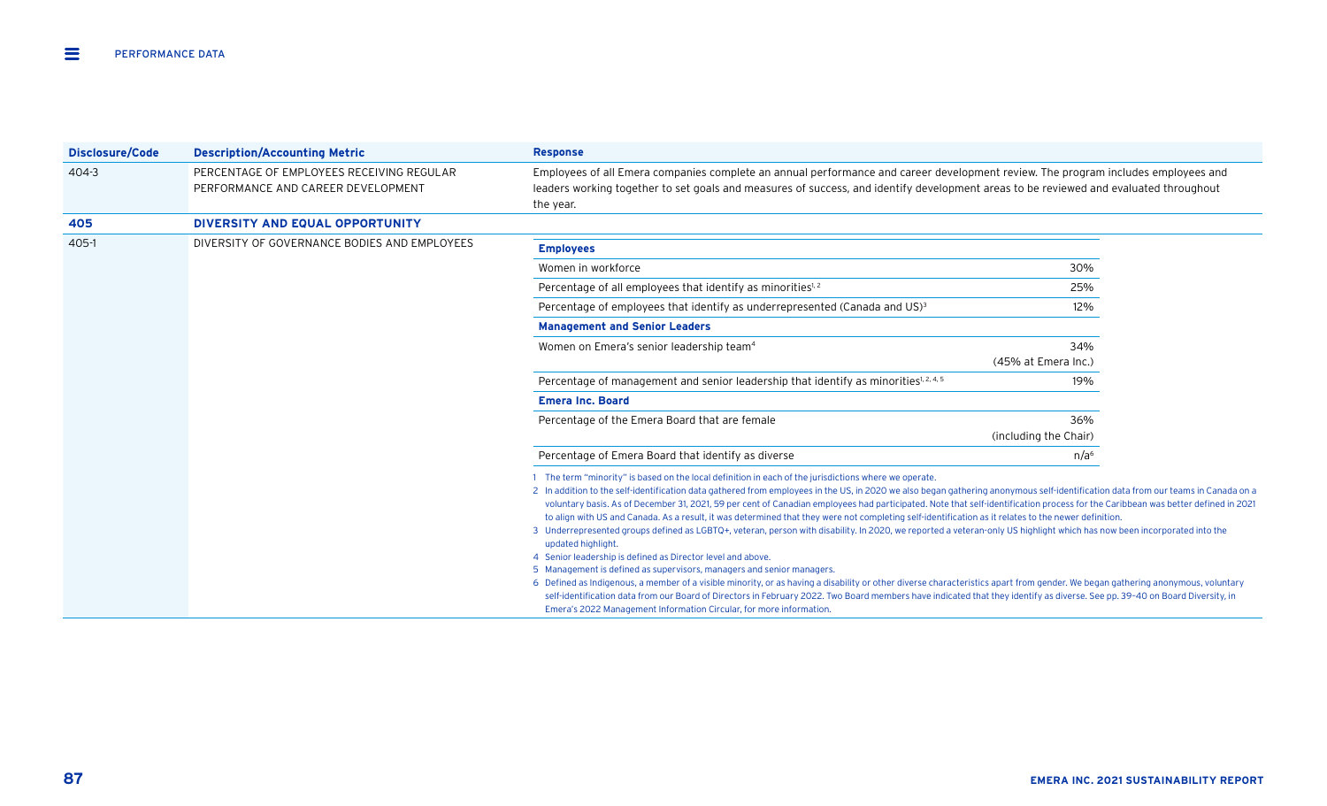| Disclosure/Code | Description/Accounting Metric | Response |
|---|---|---|
| 404-3 | PERCENTAGE OF EMPLOYEES RECEIVING REGULAR PERFORMANCE AND CAREER DEVELOPMENT | Employees of all Emera companies complete an annual performance and career development review. The program includes employees and leaders working together to set goals and measures of success, and identify development areas to be reviewed and evaluated throughout the year. |
| **405** | **DIVERSITY AND EQUAL OPPORTUNITY** | |
| 405-1 | DIVERSITY OF GOVERNANCE BODIES AND EMPLOYEES | See table below |

| **Employees** | |
|---|---|
| Women in workforce | 30% |
| Percentage of all employees that identify as minorities[1, 2] | 25% |
| Percentage of employees that identify as underrepresented (Canada and US)[3] | 12% |
| **Management and Senior Leaders** | |
| Women on Emera's senior leadership team[4] | 34% (45% at Emera Inc.) |
| Percentage of management and senior leadership that identify as minorities[1, 2, 4, 5] | 19% |
| **Emera Inc. Board** | |
| Percentage of the Emera Board that are female | 36% (including the Chair) |
| Percentage of Emera Board that identify as diverse | n/a[6] |

1 The term "minority" is based on the local definition in each of the jurisdictions where we operate.

2 In addition to the self-identification data gathered from employees in the US, in 2020 we also began gathering anonymous self-identification data from our teams in Canada on a voluntary basis. As of December 31, 2021, 59 per cent of Canadian employees had participated. Note that self-identification process for the Caribbean was better defined in 2021 to align with US and Canada. As a result, it was determined that they were not completing self-identification as it relates to the newer definition.

3 Underrepresented groups defined as LGBTQ+, veteran, person with disability. In 2020, we reported a veteran-only US highlight which has now been incorporated into the updated highlight.

4 Senior leadership is defined as Director level and above.

5 Management is defined as supervisors, managers and senior managers.

6 Defined as Indigenous, a member of a visible minority, or as having a disability or other diverse characteristics apart from gender. We began gathering anonymous, voluntary self-identification data from our Board of Directors in February 2022. Two Board members have indicated that they identify as diverse. See pp. 39–40 on Board Diversity, in Emera's 2022 Management Information Circular, for more information.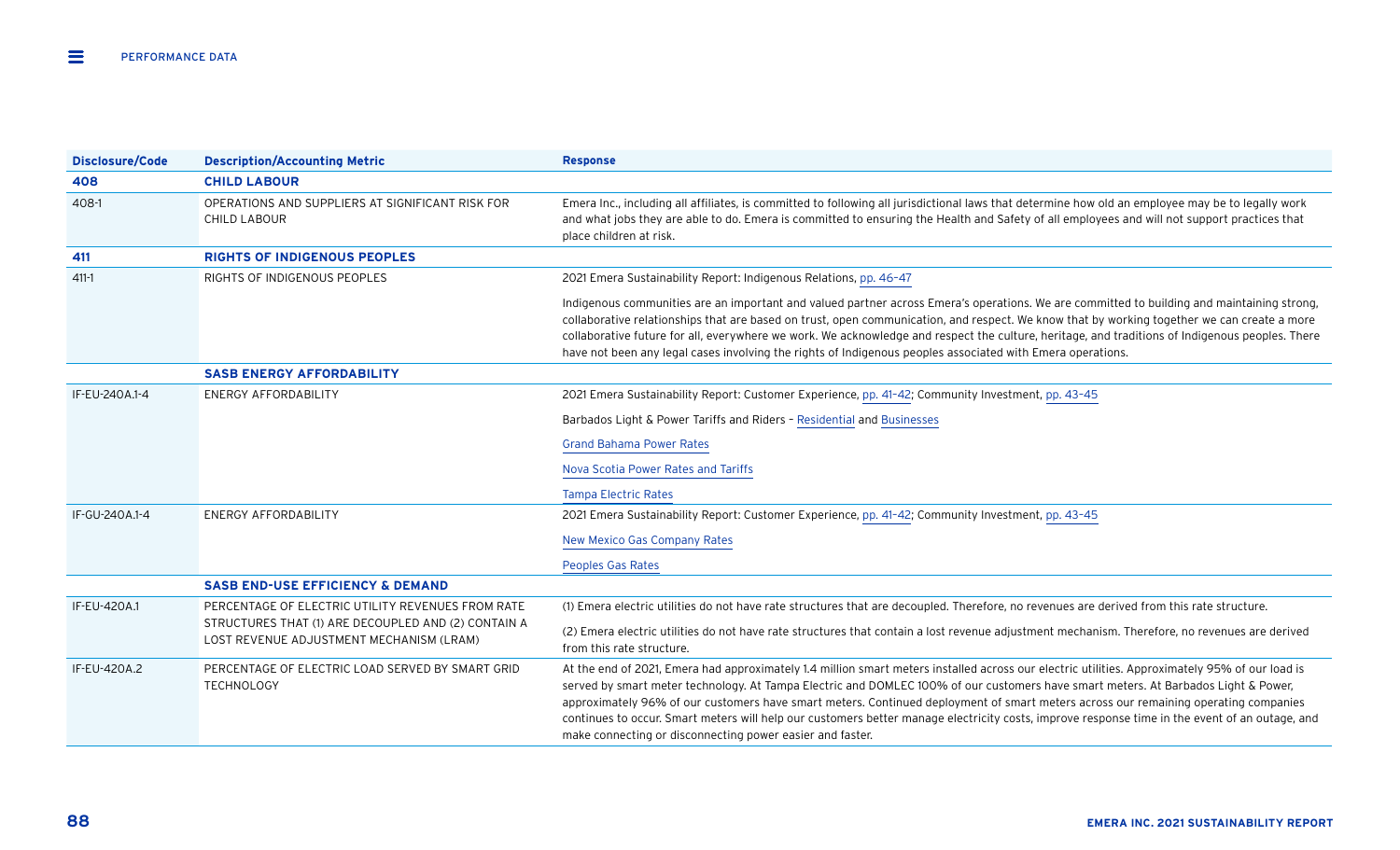| Disclosure/Code | Description/Accounting Metric | Response |
|---|---|---|
| **408** | **CHILD LABOUR** | |
| 408-1 | OPERATIONS AND SUPPLIERS AT SIGNIFICANT RISK FOR CHILD LABOUR | Emera Inc., including all affiliates, is committed to following all jurisdictional laws that determine how old an employee may be to legally work and what jobs they are able to do. Emera is committed to ensuring the Health and Safety of all employees and will not support practices that place children at risk. |
| **411** | **RIGHTS OF INDIGENOUS PEOPLES** | |
| 411-1 | RIGHTS OF INDIGENOUS PEOPLES | 2021 Emera Sustainability Report: Indigenous Relations, pp. 46–47<br><br>Indigenous communities are an important and valued partner across Emera's operations. We are committed to building and maintaining strong, collaborative relationships that are based on trust, open communication, and respect. We know that by working together we can create a more collaborative future for all, everywhere we work. We acknowledge and respect the culture, heritage, and traditions of Indigenous peoples. There have not been any legal cases involving the rights of Indigenous peoples associated with Emera operations. |
| | **SASB ENERGY AFFORDABILITY** | |
| IF-EU-240A.1-4 | ENERGY AFFORDABILITY | 2021 Emera Sustainability Report: Customer Experience, pp. 41–42; Community Investment, pp. 43–45<br><br>Barbados Light & Power Tariffs and Riders – Residential and Businesses<br><br>Grand Bahama Power Rates<br><br>Nova Scotia Power Rates and Tariffs<br><br>Tampa Electric Rates |
| IF-GU-240A.1-4 | ENERGY AFFORDABILITY | 2021 Emera Sustainability Report: Customer Experience, pp. 41–42; Community Investment, pp. 43–45<br><br>New Mexico Gas Company Rates<br><br>Peoples Gas Rates |
| | **SASB END-USE EFFICIENCY & DEMAND** | |
| IF-EU-420A.1 | PERCENTAGE OF ELECTRIC UTILITY REVENUES FROM RATE STRUCTURES THAT (1) ARE DECOUPLED AND (2) CONTAIN A LOST REVENUE ADJUSTMENT MECHANISM (LRAM) | (1) Emera electric utilities do not have rate structures that are decoupled. Therefore, no revenues are derived from this rate structure.<br><br>(2) Emera electric utilities do not have rate structures that contain a lost revenue adjustment mechanism. Therefore, no revenues are derived from this rate structure. |
| IF-EU-420A.2 | PERCENTAGE OF ELECTRIC LOAD SERVED BY SMART GRID TECHNOLOGY | At the end of 2021, Emera had approximately 1.4 million smart meters installed across our electric utilities. Approximately 95% of our load is served by smart meter technology. At Tampa Electric and DOMLEC 100% of our customers have smart meters. At Barbados Light & Power, approximately 96% of our customers have smart meters. Continued deployment of smart meters across our remaining operating companies continues to occur. Smart meters will help our customers better manage electricity costs, improve response time in the event of an outage, and make connecting or disconnecting power easier and faster. |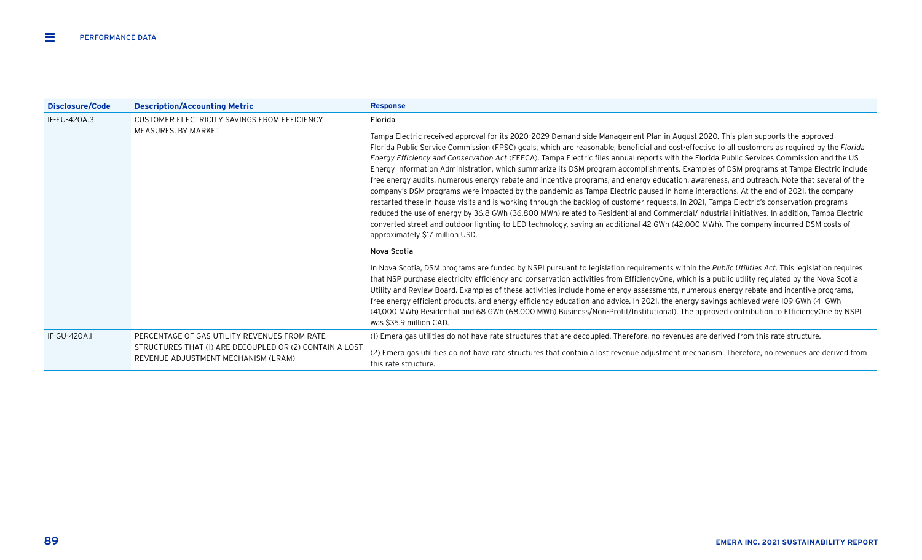| Disclosure/Code | Description/Accounting Metric | Response |
|---|---|---|
| IF-EU-420A.3 | CUSTOMER ELECTRICITY SAVINGS FROM EFFICIENCY MEASURES, BY MARKET | **Florida**<br><br>Tampa Electric received approval for its 2020–2029 Demand-side Management Plan in August 2020. This plan supports the approved Florida Public Service Commission (FPSC) goals, which are reasonable, beneficial and cost-effective to all customers as required by the *Florida Energy Efficiency and Conservation Act* (FEECA). Tampa Electric files annual reports with the Florida Public Services Commission and the US Energy Information Administration, which summarize its DSM program accomplishments. Examples of DSM programs at Tampa Electric include free energy audits, numerous energy rebate and incentive programs, and energy education, awareness, and outreach. Note that several of the company's DSM programs were impacted by the pandemic as Tampa Electric paused in home interactions. At the end of 2021, the company restarted these in-house visits and is working through the backlog of customer requests. In 2021, Tampa Electric's conservation programs reduced the use of energy by 36.8 GWh (36,800 MWh) related to Residential and Commercial/Industrial initiatives. In addition, Tampa Electric converted street and outdoor lighting to LED technology, saving an additional 42 GWh (42,000 MWh). The company incurred DSM costs of approximately $17 million USD.<br><br>**Nova Scotia**<br><br>In Nova Scotia, DSM programs are funded by NSPI pursuant to legislation requirements within the *Public Utilities Act*. This legislation requires that NSP purchase electricity efficiency and conservation activities from EfficiencyOne, which is a public utility regulated by the Nova Scotia Utility and Review Board. Examples of these activities include home energy assessments, numerous energy rebate and incentive programs, free energy efficient products, and energy efficiency education and advice. In 2021, the energy savings achieved were 109 GWh (41 GWh (41,000 MWh) Residential and 68 GWh (68,000 MWh) Business/Non-Profit/Institutional). The approved contribution to EfficiencyOne by NSPI was $35.9 million CAD. |
| IF-GU-420A.1 | PERCENTAGE OF GAS UTILITY REVENUES FROM RATE STRUCTURES THAT (1) ARE DECOUPLED OR (2) CONTAIN A LOST REVENUE ADJUSTMENT MECHANISM (LRAM) | (1) Emera gas utilities do not have rate structures that are decoupled. Therefore, no revenues are derived from this rate structure.<br><br>(2) Emera gas utilities do not have rate structures that contain a lost revenue adjustment mechanism. Therefore, no revenues are derived from this rate structure. |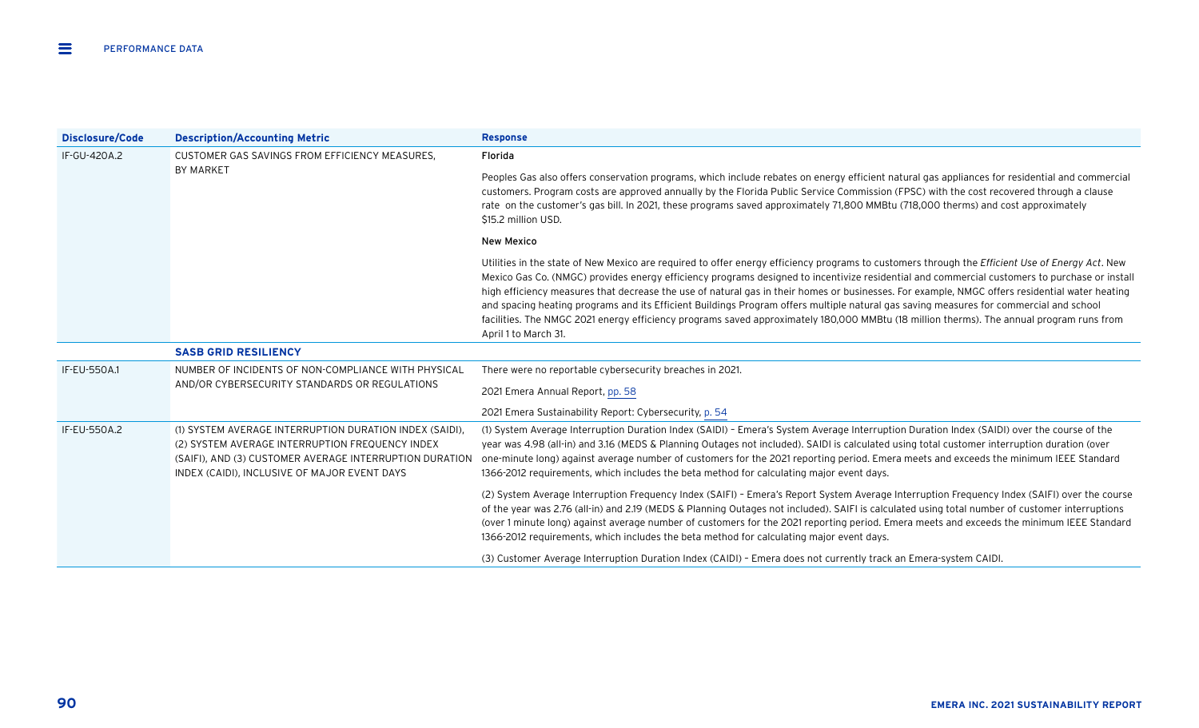| Disclosure/Code | Description/Accounting Metric | Response |
|---|---|---|
| IF-GU-420A.2 | CUSTOMER GAS SAVINGS FROM EFFICIENCY MEASURES, BY MARKET | **Florida**<br><br>Peoples Gas also offers conservation programs, which include rebates on energy efficient natural gas appliances for residential and commercial customers. Program costs are approved annually by the Florida Public Service Commission (FPSC) with the cost recovered through a clause rate on the customer's gas bill. In 2021, these programs saved approximately 71,800 MMBtu (718,000 therms) and cost approximately $15.2 million USD.<br><br>**New Mexico**<br><br>Utilities in the state of New Mexico are required to offer energy efficiency programs to customers through the *Efficient Use of Energy Act*. New Mexico Gas Co. (NMGC) provides energy efficiency programs designed to incentivize residential and commercial customers to purchase or install high efficiency measures that decrease the use of natural gas in their homes or businesses. For example, NMGC offers residential water heating and spacing heating programs and its Efficient Buildings Program offers multiple natural gas saving measures for commercial and school facilities. The NMGC 2021 energy efficiency programs saved approximately 180,000 MMBtu (18 million therms). The annual program runs from April 1 to March 31. |
| | **SASB GRID RESILIENCY** | |
| IF-EU-550A.1 | NUMBER OF INCIDENTS OF NON-COMPLIANCE WITH PHYSICAL AND/OR CYBERSECURITY STANDARDS OR REGULATIONS | There were no reportable cybersecurity breaches in 2021.<br><br>2021 Emera Annual Report, pp. 58<br><br>2021 Emera Sustainability Report: Cybersecurity, p. 54 |
| IF-EU-550A.2 | (1) SYSTEM AVERAGE INTERRUPTION DURATION INDEX (SAIDI), (2) SYSTEM AVERAGE INTERRUPTION FREQUENCY INDEX (SAIFI), AND (3) CUSTOMER AVERAGE INTERRUPTION DURATION INDEX (CAIDI), INCLUSIVE OF MAJOR EVENT DAYS | (1) System Average Interruption Duration Index (SAIDI) – Emera's System Average Interruption Duration Index (SAIDI) over the course of the year was 4.98 (all-in) and 3.16 (MEDS & Planning Outages not included). SAIDI is calculated using total customer interruption duration (over one-minute long) against average number of customers for the 2021 reporting period. Emera meets and exceeds the minimum IEEE Standard 1366-2012 requirements, which includes the beta method for calculating major event days.<br><br>(2) System Average Interruption Frequency Index (SAIFI) – Emera's Report System Average Interruption Frequency Index (SAIFI) over the course of the year was 2.76 (all-in) and 2.19 (MEDS & Planning Outages not included). SAIFI is calculated using total number of customer interruptions (over 1 minute long) against average number of customers for the 2021 reporting period. Emera meets and exceeds the minimum IEEE Standard 1366-2012 requirements, which includes the beta method for calculating major event days.<br><br>(3) Customer Average Interruption Duration Index (CAIDI) – Emera does not currently track an Emera-system CAIDI. |